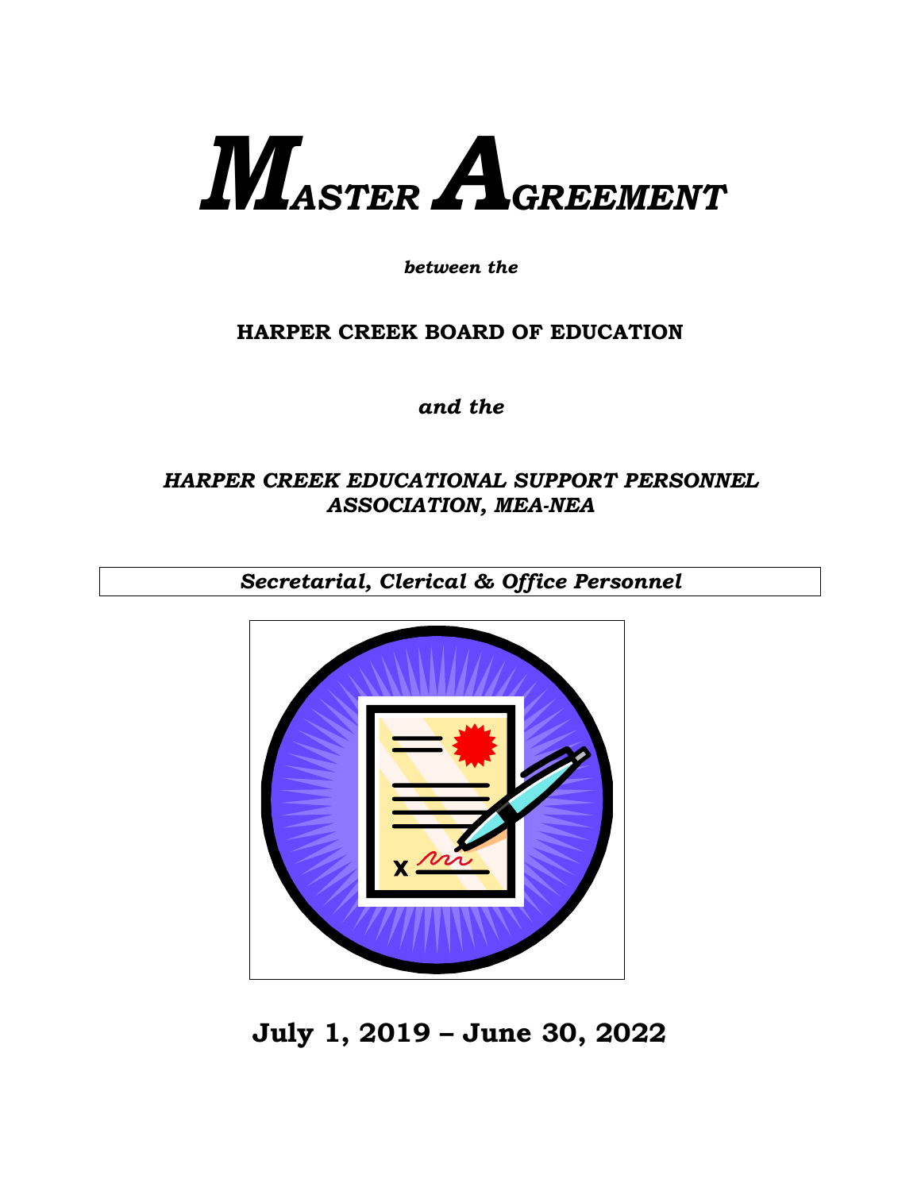# *MASTER AGREEMENT*

***between the***

**HARPER CREEK BOARD OF EDUCATION**

***and the***

***HARPER CREEK EDUCATIONAL SUPPORT PERSONNEL ASSOCIATION, MEA-NEA***

***Secretarial, Clerical & Office Personnel***

**July 1, 2019 – June 30, 2022**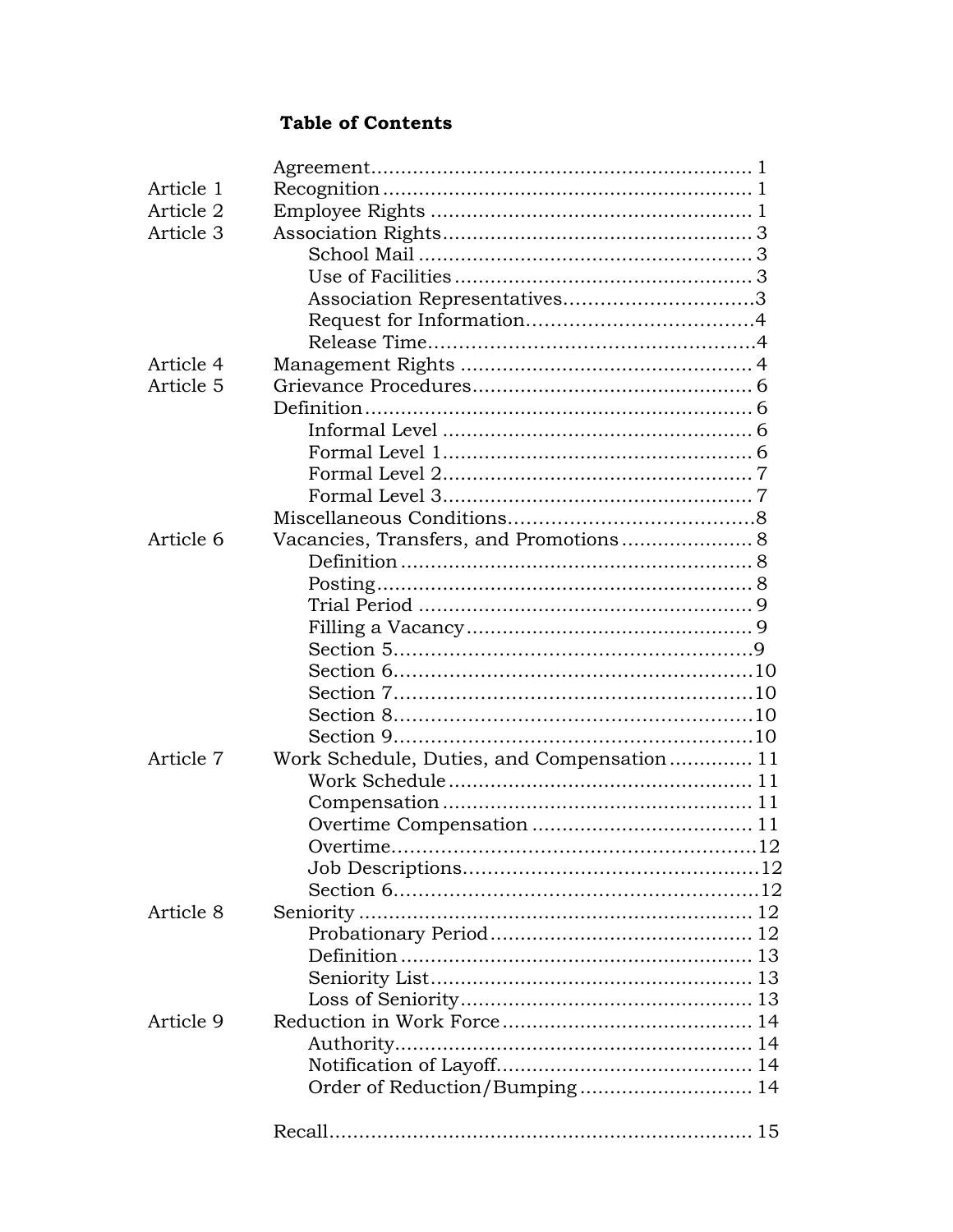## Table of Contents

| | | |
|---|---|---|
| | Agreement | 1 |
| Article 1 | Recognition | 1 |
| Article 2 | Employee Rights | 1 |
| Article 3 | Association Rights | 3 |
| | School Mail | 3 |
| | Use of Facilities | 3 |
| | Association Representatives | 3 |
| | Request for Information | 4 |
| | Release Time | 4 |
| Article 4 | Management Rights | 4 |
| Article 5 | Grievance Procedures | 6 |
| | Definition | 6 |
| | Informal Level | 6 |
| | Formal Level 1 | 6 |
| | Formal Level 2 | 7 |
| | Formal Level 3 | 7 |
| | Miscellaneous Conditions | 8 |
| Article 6 | Vacancies, Transfers, and Promotions | 8 |
| | Definition | 8 |
| | Posting | 8 |
| | Trial Period | 9 |
| | Filling a Vacancy | 9 |
| | Section 5 | 9 |
| | Section 6 | 10 |
| | Section 7 | 10 |
| | Section 8 | 10 |
| | Section 9 | 10 |
| Article 7 | Work Schedule, Duties, and Compensation | 11 |
| | Work Schedule | 11 |
| | Compensation | 11 |
| | Overtime Compensation | 11 |
| | Overtime | 12 |
| | Job Descriptions | 12 |
| | Section 6 | 12 |
| Article 8 | Seniority | 12 |
| | Probationary Period | 12 |
| | Definition | 13 |
| | Seniority List | 13 |
| | Loss of Seniority | 13 |
| Article 9 | Reduction in Work Force | 14 |
| | Authority | 14 |
| | Notification of Layoff | 14 |
| | Order of Reduction/Bumping | 14 |
| | Recall | 15 |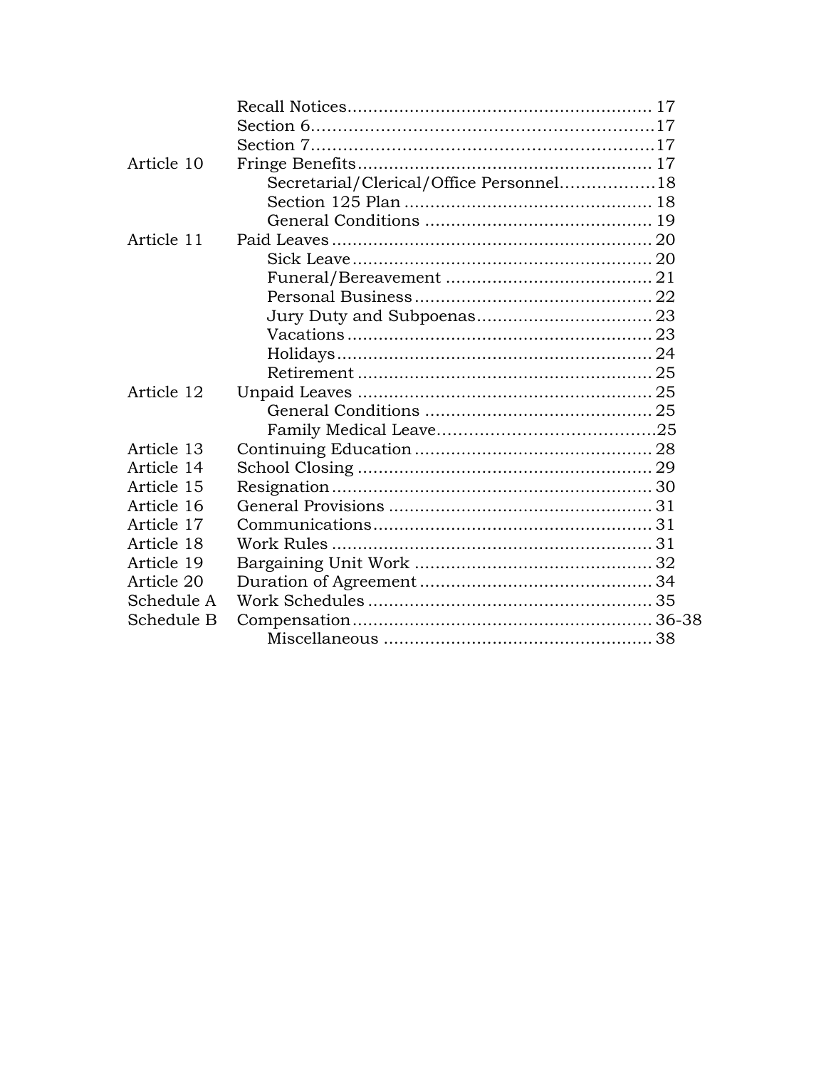| | | |
|---|---|---|
| | Recall Notices | 17 |
| | Section 6 | 17 |
| | Section 7 | 17 |
| Article 10 | Fringe Benefits | 17 |
| | Secretarial/Clerical/Office Personnel | 18 |
| | Section 125 Plan | 18 |
| | General Conditions | 19 |
| Article 11 | Paid Leaves | 20 |
| | Sick Leave | 20 |
| | Funeral/Bereavement | 21 |
| | Personal Business | 22 |
| | Jury Duty and Subpoenas | 23 |
| | Vacations | 23 |
| | Holidays | 24 |
| | Retirement | 25 |
| Article 12 | Unpaid Leaves | 25 |
| | General Conditions | 25 |
| | Family Medical Leave | 25 |
| Article 13 | Continuing Education | 28 |
| Article 14 | School Closing | 29 |
| Article 15 | Resignation | 30 |
| Article 16 | General Provisions | 31 |
| Article 17 | Communications | 31 |
| Article 18 | Work Rules | 31 |
| Article 19 | Bargaining Unit Work | 32 |
| Article 20 | Duration of Agreement | 34 |
| Schedule A | Work Schedules | 35 |
| Schedule B | Compensation | 36-38 |
| | Miscellaneous | 38 |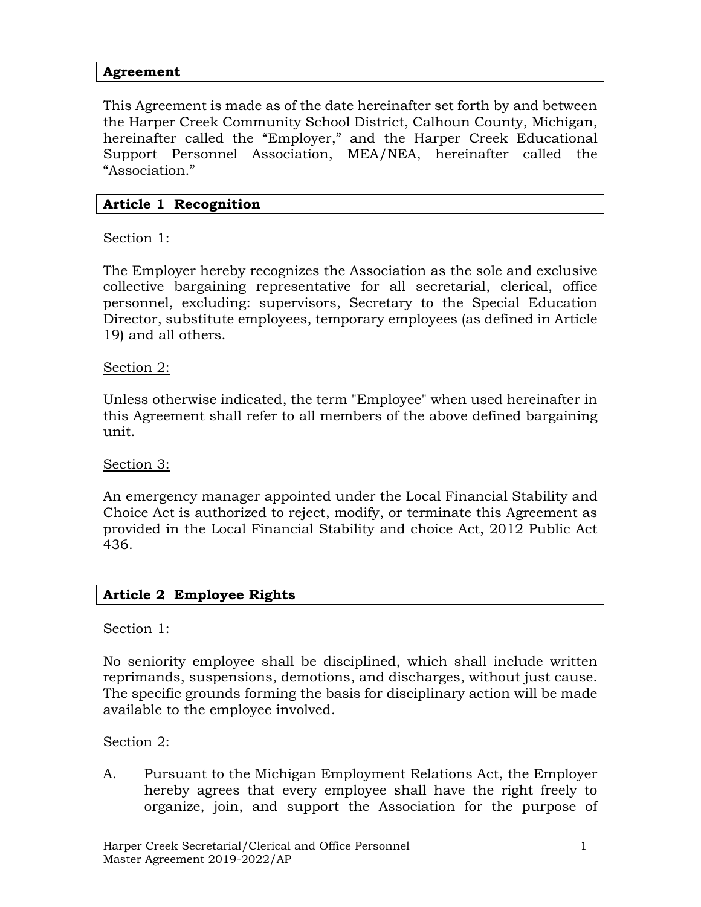## Agreement

This Agreement is made as of the date hereinafter set forth by and between the Harper Creek Community School District, Calhoun County, Michigan, hereinafter called the "Employer," and the Harper Creek Educational Support Personnel Association, MEA/NEA, hereinafter called the "Association."

## Article 1 Recognition

Section 1:

The Employer hereby recognizes the Association as the sole and exclusive collective bargaining representative for all secretarial, clerical, office personnel, excluding: supervisors, Secretary to the Special Education Director, substitute employees, temporary employees (as defined in Article 19) and all others.

Section 2:

Unless otherwise indicated, the term "Employee" when used hereinafter in this Agreement shall refer to all members of the above defined bargaining unit.

Section 3:

An emergency manager appointed under the Local Financial Stability and Choice Act is authorized to reject, modify, or terminate this Agreement as provided in the Local Financial Stability and choice Act, 2012 Public Act 436.

## Article 2 Employee Rights

Section 1:

No seniority employee shall be disciplined, which shall include written reprimands, suspensions, demotions, and discharges, without just cause. The specific grounds forming the basis for disciplinary action will be made available to the employee involved.

Section 2:

A. Pursuant to the Michigan Employment Relations Act, the Employer hereby agrees that every employee shall have the right freely to organize, join, and support the Association for the purpose of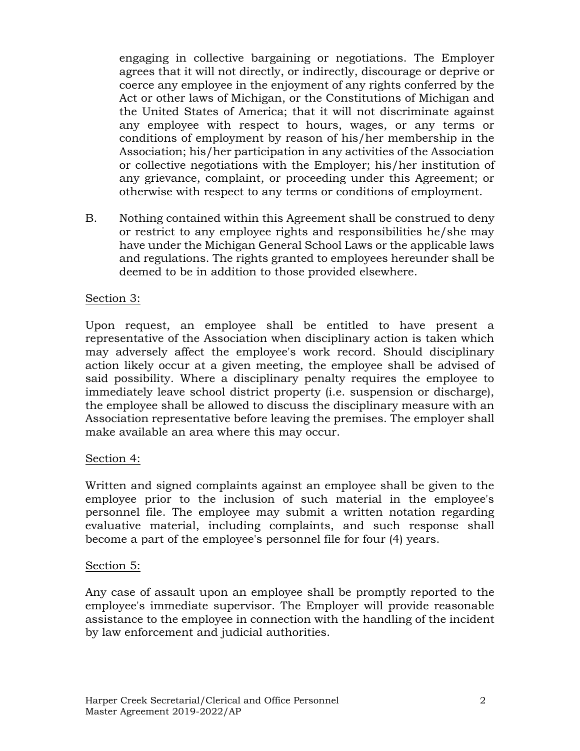engaging in collective bargaining or negotiations. The Employer agrees that it will not directly, or indirectly, discourage or deprive or coerce any employee in the enjoyment of any rights conferred by the Act or other laws of Michigan, or the Constitutions of Michigan and the United States of America; that it will not discriminate against any employee with respect to hours, wages, or any terms or conditions of employment by reason of his/her membership in the Association; his/her participation in any activities of the Association or collective negotiations with the Employer; his/her institution of any grievance, complaint, or proceeding under this Agreement; or otherwise with respect to any terms or conditions of employment.

B. Nothing contained within this Agreement shall be construed to deny or restrict to any employee rights and responsibilities he/she may have under the Michigan General School Laws or the applicable laws and regulations. The rights granted to employees hereunder shall be deemed to be in addition to those provided elsewhere.

Section 3:

Upon request, an employee shall be entitled to have present a representative of the Association when disciplinary action is taken which may adversely affect the employee's work record. Should disciplinary action likely occur at a given meeting, the employee shall be advised of said possibility. Where a disciplinary penalty requires the employee to immediately leave school district property (i.e. suspension or discharge), the employee shall be allowed to discuss the disciplinary measure with an Association representative before leaving the premises. The employer shall make available an area where this may occur.

Section 4:

Written and signed complaints against an employee shall be given to the employee prior to the inclusion of such material in the employee's personnel file. The employee may submit a written notation regarding evaluative material, including complaints, and such response shall become a part of the employee's personnel file for four (4) years.

Section 5:

Any case of assault upon an employee shall be promptly reported to the employee's immediate supervisor. The Employer will provide reasonable assistance to the employee in connection with the handling of the incident by law enforcement and judicial authorities.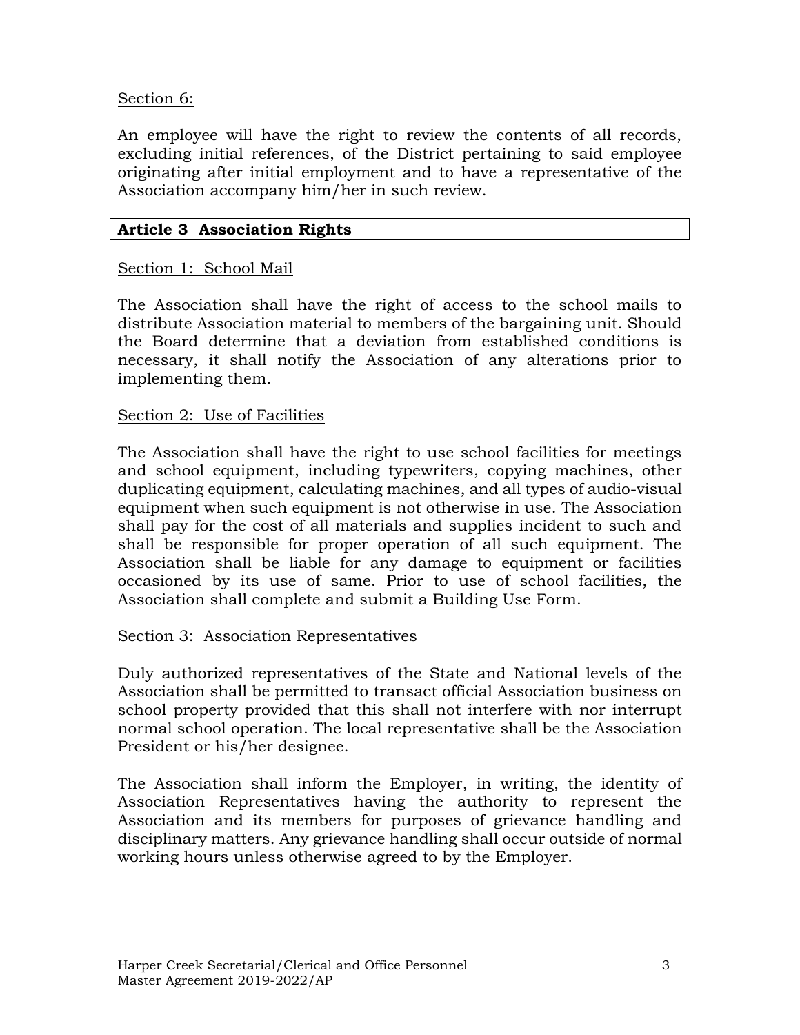Section 6:

An employee will have the right to review the contents of all records, excluding initial references, of the District pertaining to said employee originating after initial employment and to have a representative of the Association accompany him/her in such review.

## Article 3 Association Rights

Section 1: School Mail

The Association shall have the right of access to the school mails to distribute Association material to members of the bargaining unit. Should the Board determine that a deviation from established conditions is necessary, it shall notify the Association of any alterations prior to implementing them.

Section 2: Use of Facilities

The Association shall have the right to use school facilities for meetings and school equipment, including typewriters, copying machines, other duplicating equipment, calculating machines, and all types of audio-visual equipment when such equipment is not otherwise in use. The Association shall pay for the cost of all materials and supplies incident to such and shall be responsible for proper operation of all such equipment. The Association shall be liable for any damage to equipment or facilities occasioned by its use of same. Prior to use of school facilities, the Association shall complete and submit a Building Use Form.

Section 3: Association Representatives

Duly authorized representatives of the State and National levels of the Association shall be permitted to transact official Association business on school property provided that this shall not interfere with nor interrupt normal school operation. The local representative shall be the Association President or his/her designee.

The Association shall inform the Employer, in writing, the identity of Association Representatives having the authority to represent the Association and its members for purposes of grievance handling and disciplinary matters. Any grievance handling shall occur outside of normal working hours unless otherwise agreed to by the Employer.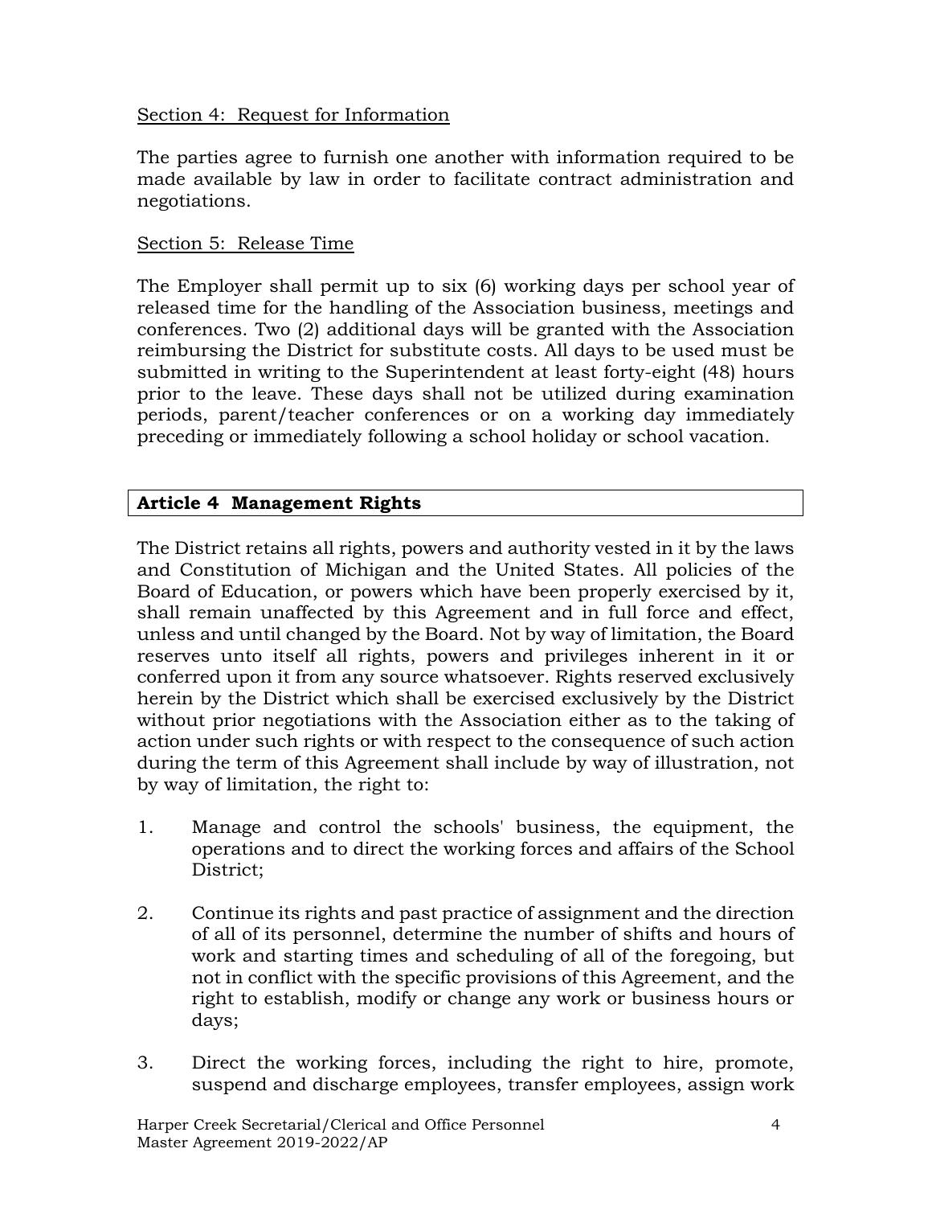Section 4: Request for Information

The parties agree to furnish one another with information required to be made available by law in order to facilitate contract administration and negotiations.

Section 5: Release Time

The Employer shall permit up to six (6) working days per school year of released time for the handling of the Association business, meetings and conferences. Two (2) additional days will be granted with the Association reimbursing the District for substitute costs. All days to be used must be submitted in writing to the Superintendent at least forty-eight (48) hours prior to the leave. These days shall not be utilized during examination periods, parent/teacher conferences or on a working day immediately preceding or immediately following a school holiday or school vacation.

## Article 4 Management Rights

The District retains all rights, powers and authority vested in it by the laws and Constitution of Michigan and the United States. All policies of the Board of Education, or powers which have been properly exercised by it, shall remain unaffected by this Agreement and in full force and effect, unless and until changed by the Board. Not by way of limitation, the Board reserves unto itself all rights, powers and privileges inherent in it or conferred upon it from any source whatsoever. Rights reserved exclusively herein by the District which shall be exercised exclusively by the District without prior negotiations with the Association either as to the taking of action under such rights or with respect to the consequence of such action during the term of this Agreement shall include by way of illustration, not by way of limitation, the right to:

1. Manage and control the schools' business, the equipment, the operations and to direct the working forces and affairs of the School District;

2. Continue its rights and past practice of assignment and the direction of all of its personnel, determine the number of shifts and hours of work and starting times and scheduling of all of the foregoing, but not in conflict with the specific provisions of this Agreement, and the right to establish, modify or change any work or business hours or days;

3. Direct the working forces, including the right to hire, promote, suspend and discharge employees, transfer employees, assign work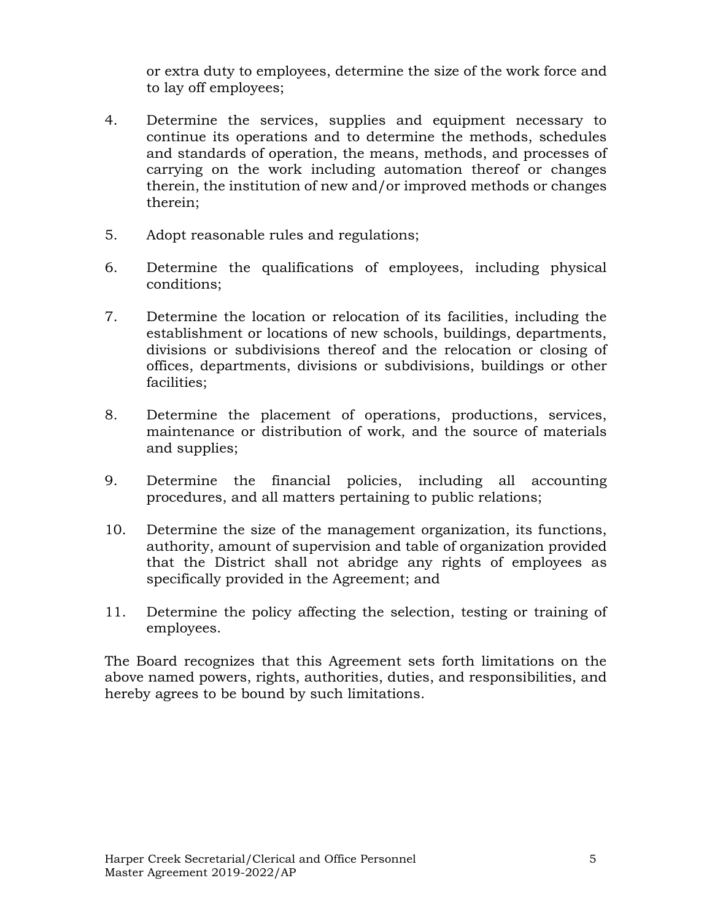or extra duty to employees, determine the size of the work force and to lay off employees;

4. Determine the services, supplies and equipment necessary to continue its operations and to determine the methods, schedules and standards of operation, the means, methods, and processes of carrying on the work including automation thereof or changes therein, the institution of new and/or improved methods or changes therein;

5. Adopt reasonable rules and regulations;

6. Determine the qualifications of employees, including physical conditions;

7. Determine the location or relocation of its facilities, including the establishment or locations of new schools, buildings, departments, divisions or subdivisions thereof and the relocation or closing of offices, departments, divisions or subdivisions, buildings or other facilities;

8. Determine the placement of operations, productions, services, maintenance or distribution of work, and the source of materials and supplies;

9. Determine the financial policies, including all accounting procedures, and all matters pertaining to public relations;

10. Determine the size of the management organization, its functions, authority, amount of supervision and table of organization provided that the District shall not abridge any rights of employees as specifically provided in the Agreement; and

11. Determine the policy affecting the selection, testing or training of employees.

The Board recognizes that this Agreement sets forth limitations on the above named powers, rights, authorities, duties, and responsibilities, and hereby agrees to be bound by such limitations.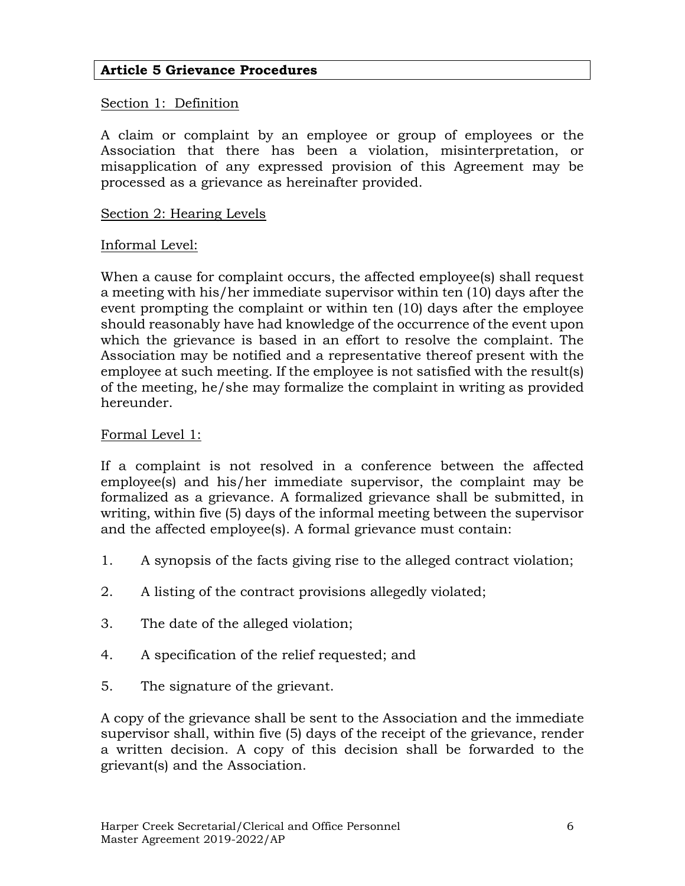## Article 5 Grievance Procedures

Section 1: Definition

A claim or complaint by an employee or group of employees or the Association that there has been a violation, misinterpretation, or misapplication of any expressed provision of this Agreement may be processed as a grievance as hereinafter provided.

Section 2: Hearing Levels

Informal Level:

When a cause for complaint occurs, the affected employee(s) shall request a meeting with his/her immediate supervisor within ten (10) days after the event prompting the complaint or within ten (10) days after the employee should reasonably have had knowledge of the occurrence of the event upon which the grievance is based in an effort to resolve the complaint. The Association may be notified and a representative thereof present with the employee at such meeting. If the employee is not satisfied with the result(s) of the meeting, he/she may formalize the complaint in writing as provided hereunder.

Formal Level 1:

If a complaint is not resolved in a conference between the affected employee(s) and his/her immediate supervisor, the complaint may be formalized as a grievance. A formalized grievance shall be submitted, in writing, within five (5) days of the informal meeting between the supervisor and the affected employee(s). A formal grievance must contain:

1. A synopsis of the facts giving rise to the alleged contract violation;
2. A listing of the contract provisions allegedly violated;
3. The date of the alleged violation;
4. A specification of the relief requested; and
5. The signature of the grievant.

A copy of the grievance shall be sent to the Association and the immediate supervisor shall, within five (5) days of the receipt of the grievance, render a written decision. A copy of this decision shall be forwarded to the grievant(s) and the Association.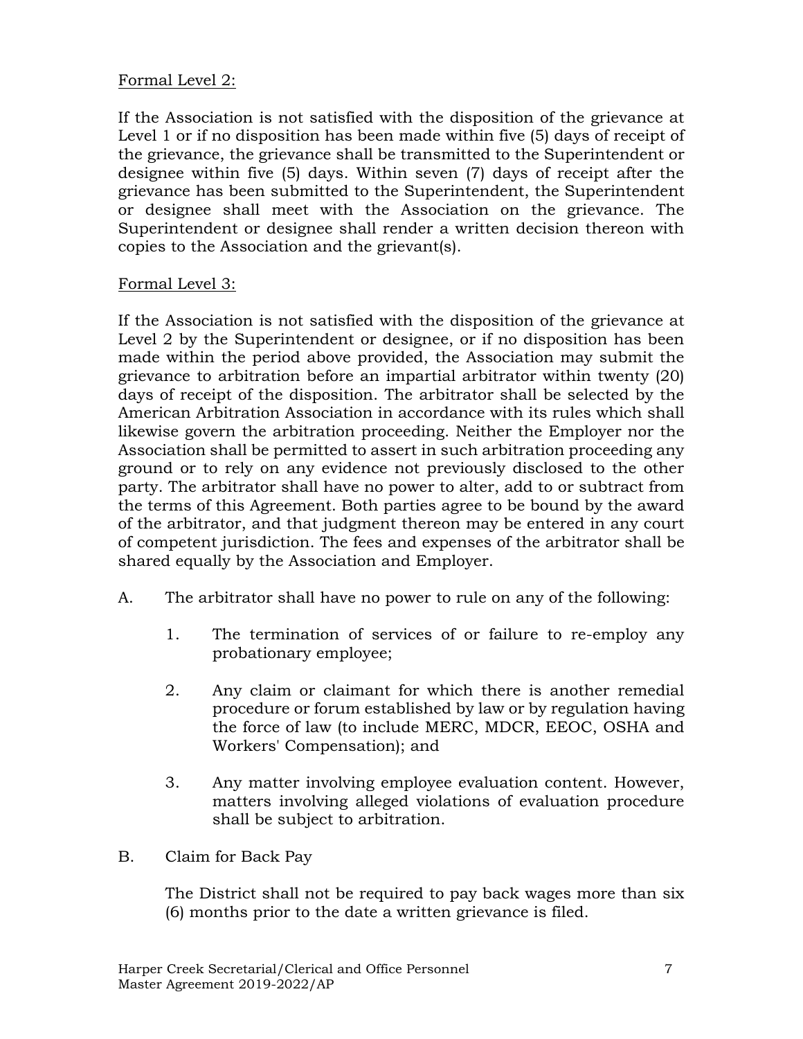Formal Level 2:

If the Association is not satisfied with the disposition of the grievance at Level 1 or if no disposition has been made within five (5) days of receipt of the grievance, the grievance shall be transmitted to the Superintendent or designee within five (5) days. Within seven (7) days of receipt after the grievance has been submitted to the Superintendent, the Superintendent or designee shall meet with the Association on the grievance. The Superintendent or designee shall render a written decision thereon with copies to the Association and the grievant(s).

Formal Level 3:

If the Association is not satisfied with the disposition of the grievance at Level 2 by the Superintendent or designee, or if no disposition has been made within the period above provided, the Association may submit the grievance to arbitration before an impartial arbitrator within twenty (20) days of receipt of the disposition. The arbitrator shall be selected by the American Arbitration Association in accordance with its rules which shall likewise govern the arbitration proceeding. Neither the Employer nor the Association shall be permitted to assert in such arbitration proceeding any ground or to rely on any evidence not previously disclosed to the other party. The arbitrator shall have no power to alter, add to or subtract from the terms of this Agreement. Both parties agree to be bound by the award of the arbitrator, and that judgment thereon may be entered in any court of competent jurisdiction. The fees and expenses of the arbitrator shall be shared equally by the Association and Employer.

A. The arbitrator shall have no power to rule on any of the following:

   1. The termination of services of or failure to re-employ any probationary employee;

   2. Any claim or claimant for which there is another remedial procedure or forum established by law or by regulation having the force of law (to include MERC, MDCR, EEOC, OSHA and Workers' Compensation); and

   3. Any matter involving employee evaluation content. However, matters involving alleged violations of evaluation procedure shall be subject to arbitration.

B. Claim for Back Pay

   The District shall not be required to pay back wages more than six (6) months prior to the date a written grievance is filed.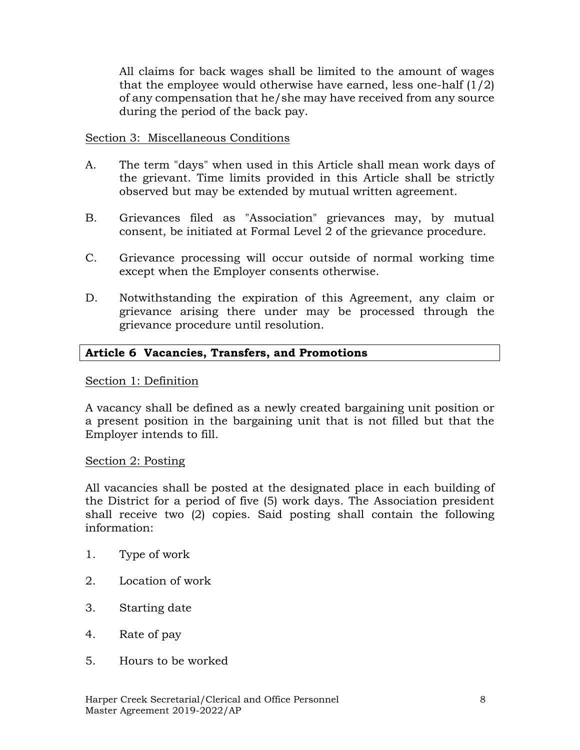All claims for back wages shall be limited to the amount of wages that the employee would otherwise have earned, less one-half (1/2) of any compensation that he/she may have received from any source during the period of the back pay.

Section 3: Miscellaneous Conditions

A. The term "days" when used in this Article shall mean work days of the grievant. Time limits provided in this Article shall be strictly observed but may be extended by mutual written agreement.

B. Grievances filed as "Association" grievances may, by mutual consent, be initiated at Formal Level 2 of the grievance procedure.

C. Grievance processing will occur outside of normal working time except when the Employer consents otherwise.

D. Notwithstanding the expiration of this Agreement, any claim or grievance arising there under may be processed through the grievance procedure until resolution.

## Article 6 Vacancies, Transfers, and Promotions

Section 1: Definition

A vacancy shall be defined as a newly created bargaining unit position or a present position in the bargaining unit that is not filled but that the Employer intends to fill.

Section 2: Posting

All vacancies shall be posted at the designated place in each building of the District for a period of five (5) work days. The Association president shall receive two (2) copies. Said posting shall contain the following information:

1. Type of work
2. Location of work
3. Starting date
4. Rate of pay
5. Hours to be worked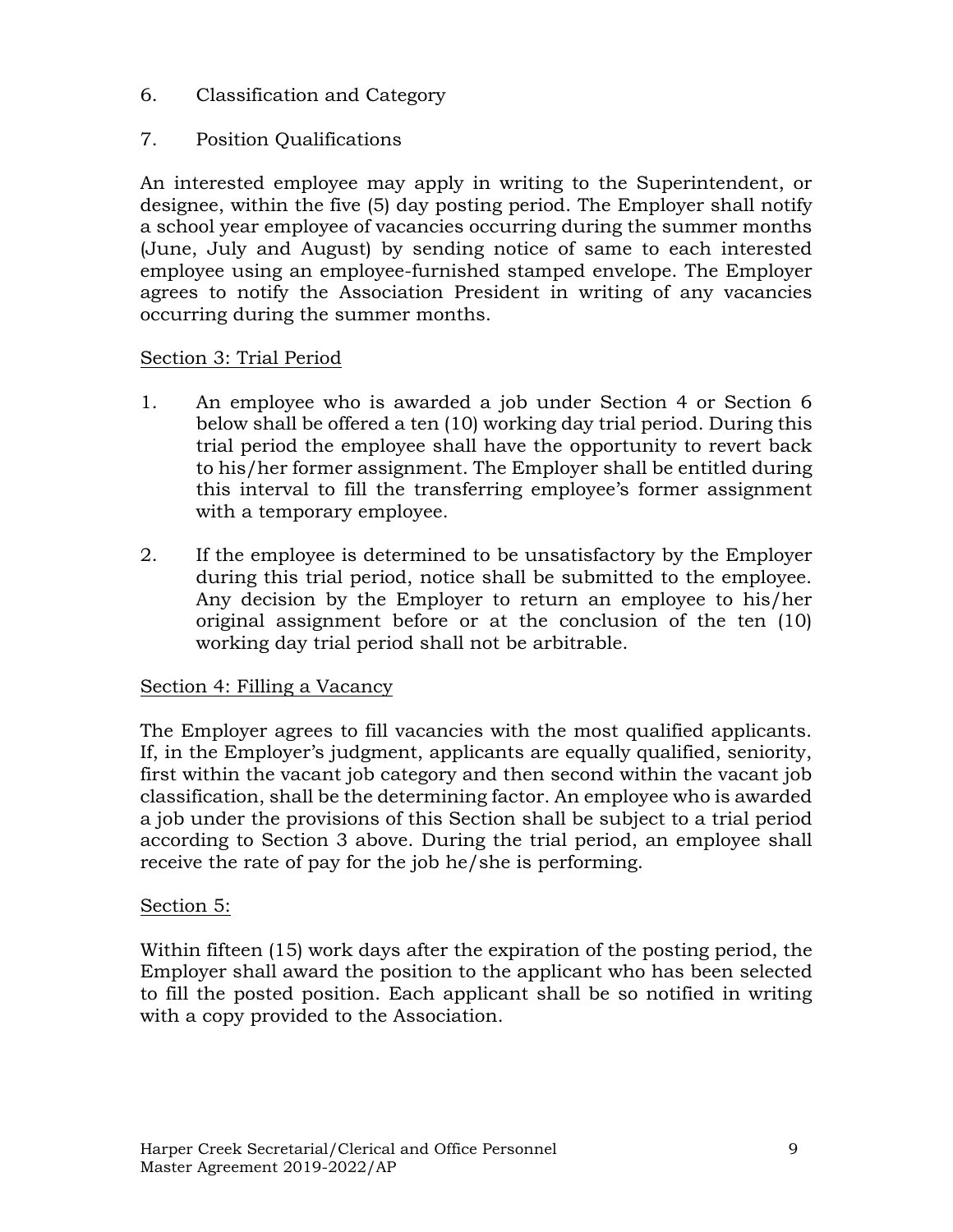6. Classification and Category

7. Position Qualifications

An interested employee may apply in writing to the Superintendent, or designee, within the five (5) day posting period. The Employer shall notify a school year employee of vacancies occurring during the summer months (June, July and August) by sending notice of same to each interested employee using an employee-furnished stamped envelope. The Employer agrees to notify the Association President in writing of any vacancies occurring during the summer months.

<u>Section 3: Trial Period</u>

1. An employee who is awarded a job under Section 4 or Section 6 below shall be offered a ten (10) working day trial period. During this trial period the employee shall have the opportunity to revert back to his/her former assignment. The Employer shall be entitled during this interval to fill the transferring employee's former assignment with a temporary employee.

2. If the employee is determined to be unsatisfactory by the Employer during this trial period, notice shall be submitted to the employee. Any decision by the Employer to return an employee to his/her original assignment before or at the conclusion of the ten (10) working day trial period shall not be arbitrable.

<u>Section 4: Filling a Vacancy</u>

The Employer agrees to fill vacancies with the most qualified applicants. If, in the Employer's judgment, applicants are equally qualified, seniority, first within the vacant job category and then second within the vacant job classification, shall be the determining factor. An employee who is awarded a job under the provisions of this Section shall be subject to a trial period according to Section 3 above. During the trial period, an employee shall receive the rate of pay for the job he/she is performing.

<u>Section 5:</u>

Within fifteen (15) work days after the expiration of the posting period, the Employer shall award the position to the applicant who has been selected to fill the posted position. Each applicant shall be so notified in writing with a copy provided to the Association.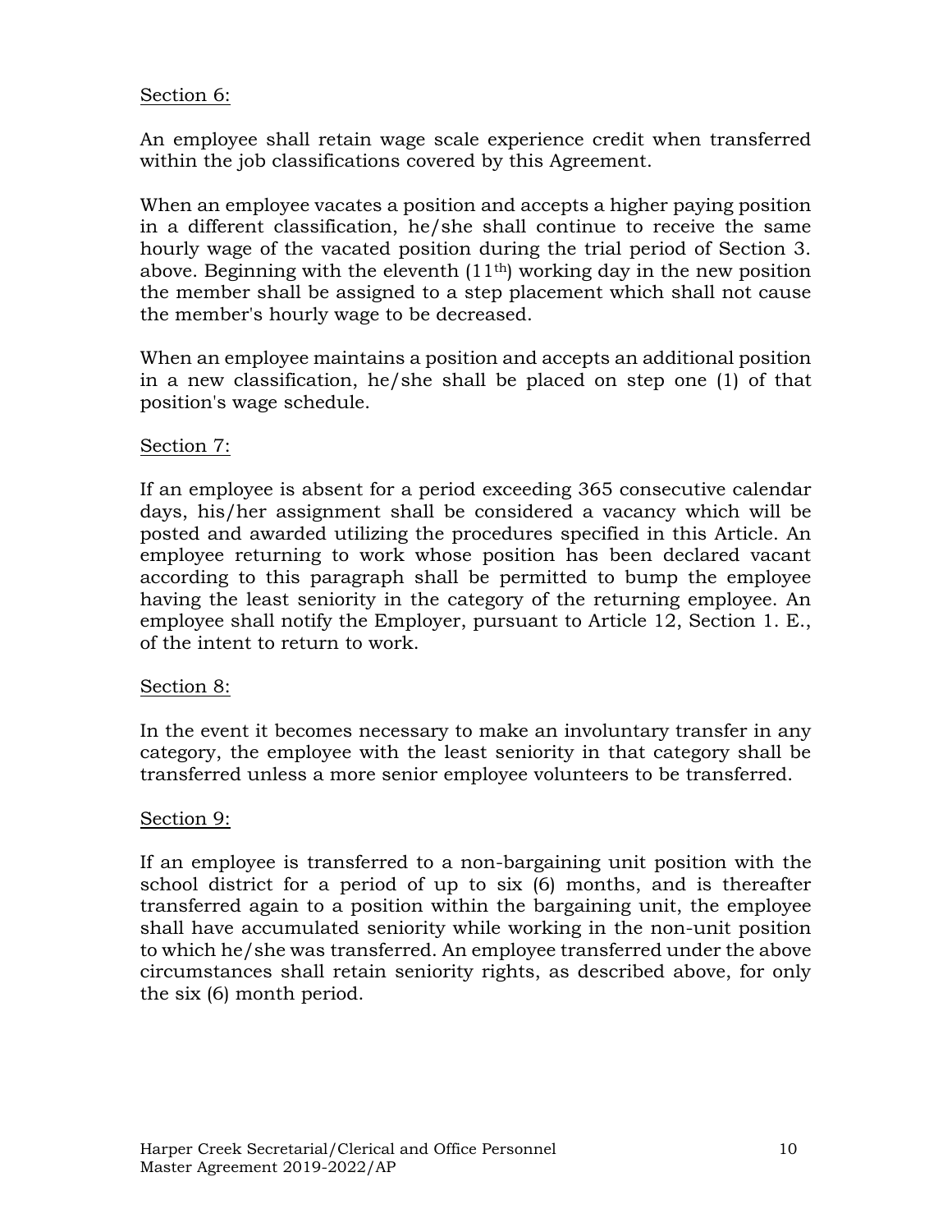Section 6:

An employee shall retain wage scale experience credit when transferred within the job classifications covered by this Agreement.

When an employee vacates a position and accepts a higher paying position in a different classification, he/she shall continue to receive the same hourly wage of the vacated position during the trial period of Section 3. above. Beginning with the eleventh (11th) working day in the new position the member shall be assigned to a step placement which shall not cause the member's hourly wage to be decreased.

When an employee maintains a position and accepts an additional position in a new classification, he/she shall be placed on step one (1) of that position's wage schedule.

Section 7:

If an employee is absent for a period exceeding 365 consecutive calendar days, his/her assignment shall be considered a vacancy which will be posted and awarded utilizing the procedures specified in this Article. An employee returning to work whose position has been declared vacant according to this paragraph shall be permitted to bump the employee having the least seniority in the category of the returning employee. An employee shall notify the Employer, pursuant to Article 12, Section 1. E., of the intent to return to work.

Section 8:

In the event it becomes necessary to make an involuntary transfer in any category, the employee with the least seniority in that category shall be transferred unless a more senior employee volunteers to be transferred.

Section 9:

If an employee is transferred to a non-bargaining unit position with the school district for a period of up to six (6) months, and is thereafter transferred again to a position within the bargaining unit, the employee shall have accumulated seniority while working in the non-unit position to which he/she was transferred. An employee transferred under the above circumstances shall retain seniority rights, as described above, for only the six (6) month period.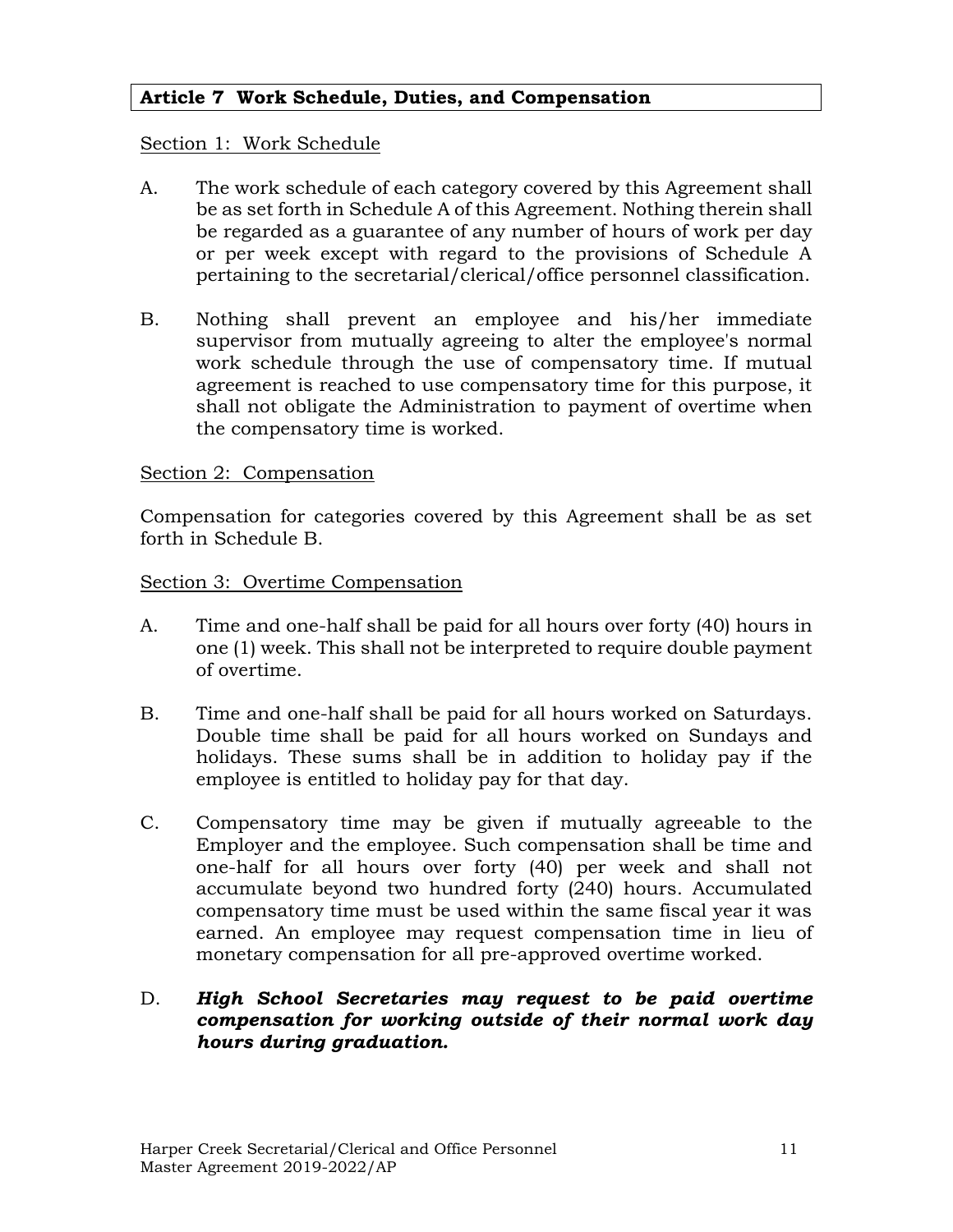## **Article 7 Work Schedule, Duties, and Compensation**

Section 1: Work Schedule

A. The work schedule of each category covered by this Agreement shall be as set forth in Schedule A of this Agreement. Nothing therein shall be regarded as a guarantee of any number of hours of work per day or per week except with regard to the provisions of Schedule A pertaining to the secretarial/clerical/office personnel classification.

B. Nothing shall prevent an employee and his/her immediate supervisor from mutually agreeing to alter the employee's normal work schedule through the use of compensatory time. If mutual agreement is reached to use compensatory time for this purpose, it shall not obligate the Administration to payment of overtime when the compensatory time is worked.

Section 2: Compensation

Compensation for categories covered by this Agreement shall be as set forth in Schedule B.

Section 3: Overtime Compensation

A. Time and one-half shall be paid for all hours over forty (40) hours in one (1) week. This shall not be interpreted to require double payment of overtime.

B. Time and one-half shall be paid for all hours worked on Saturdays. Double time shall be paid for all hours worked on Sundays and holidays. These sums shall be in addition to holiday pay if the employee is entitled to holiday pay for that day.

C. Compensatory time may be given if mutually agreeable to the Employer and the employee. Such compensation shall be time and one-half for all hours over forty (40) per week and shall not accumulate beyond two hundred forty (240) hours. Accumulated compensatory time must be used within the same fiscal year it was earned. An employee may request compensation time in lieu of monetary compensation for all pre-approved overtime worked.

D. ***High School Secretaries may request to be paid overtime compensation for working outside of their normal work day hours during graduation.***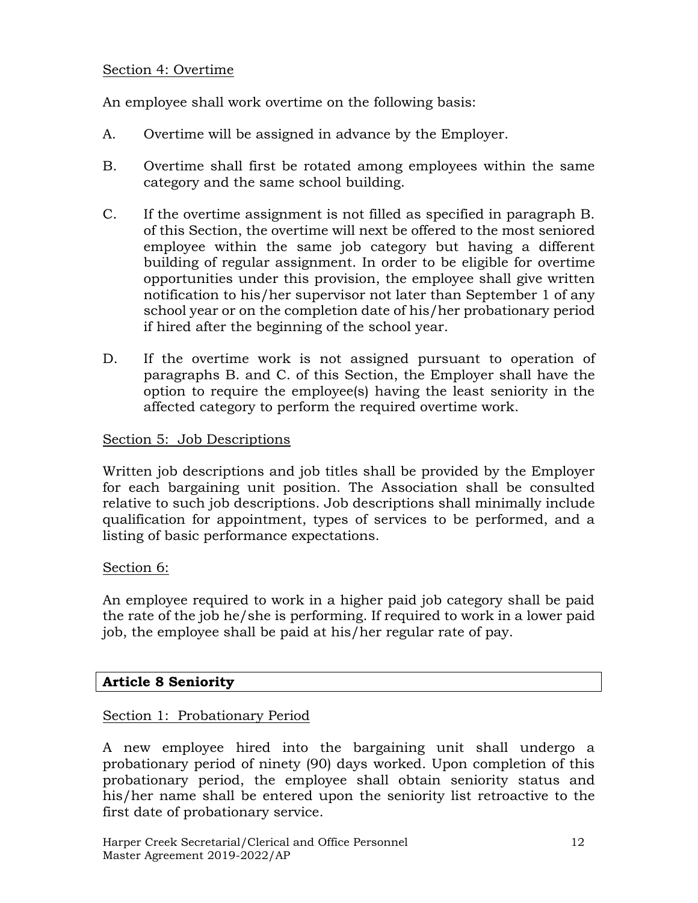Section 4: Overtime

An employee shall work overtime on the following basis:

A. Overtime will be assigned in advance by the Employer.

B. Overtime shall first be rotated among employees within the same category and the same school building.

C. If the overtime assignment is not filled as specified in paragraph B. of this Section, the overtime will next be offered to the most seniored employee within the same job category but having a different building of regular assignment. In order to be eligible for overtime opportunities under this provision, the employee shall give written notification to his/her supervisor not later than September 1 of any school year or on the completion date of his/her probationary period if hired after the beginning of the school year.

D. If the overtime work is not assigned pursuant to operation of paragraphs B. and C. of this Section, the Employer shall have the option to require the employee(s) having the least seniority in the affected category to perform the required overtime work.

Section 5: Job Descriptions

Written job descriptions and job titles shall be provided by the Employer for each bargaining unit position. The Association shall be consulted relative to such job descriptions. Job descriptions shall minimally include qualification for appointment, types of services to be performed, and a listing of basic performance expectations.

Section 6:

An employee required to work in a higher paid job category shall be paid the rate of the job he/she is performing. If required to work in a lower paid job, the employee shall be paid at his/her regular rate of pay.

## Article 8 Seniority

Section 1: Probationary Period

A new employee hired into the bargaining unit shall undergo a probationary period of ninety (90) days worked. Upon completion of this probationary period, the employee shall obtain seniority status and his/her name shall be entered upon the seniority list retroactive to the first date of probationary service.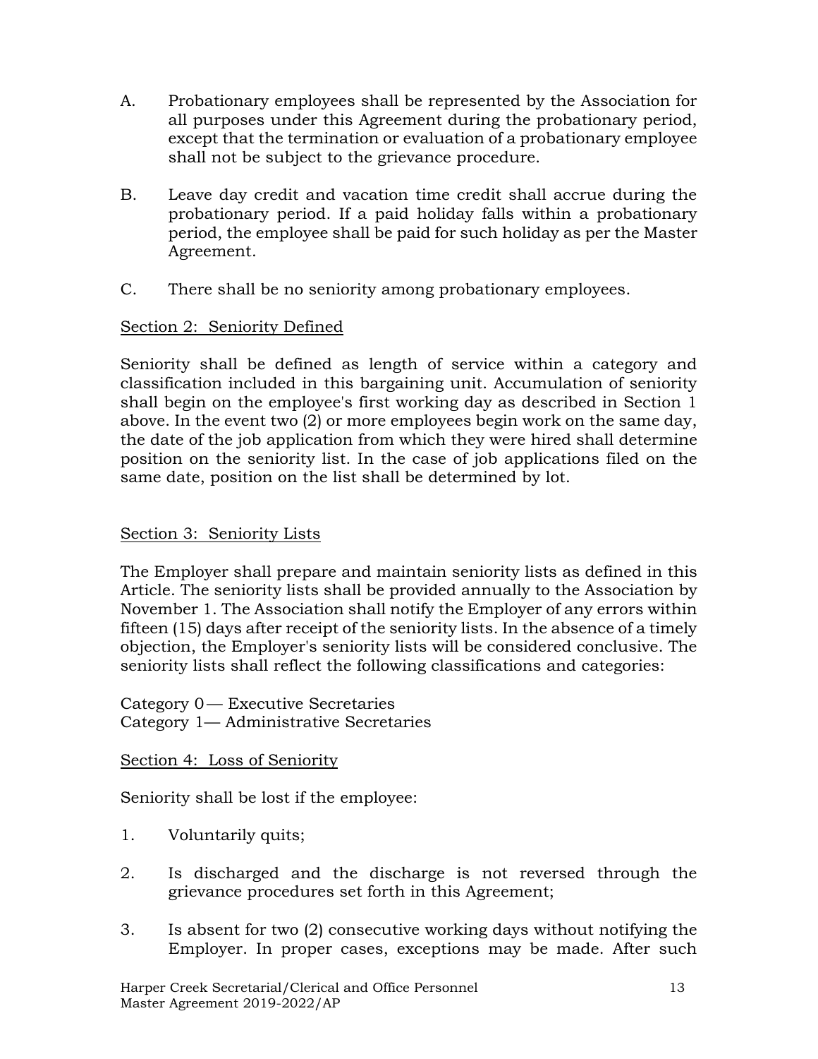A. Probationary employees shall be represented by the Association for all purposes under this Agreement during the probationary period, except that the termination or evaluation of a probationary employee shall not be subject to the grievance procedure.

B. Leave day credit and vacation time credit shall accrue during the probationary period. If a paid holiday falls within a probationary period, the employee shall be paid for such holiday as per the Master Agreement.

C. There shall be no seniority among probationary employees.

<u>Section 2: Seniority Defined</u>

Seniority shall be defined as length of service within a category and classification included in this bargaining unit. Accumulation of seniority shall begin on the employee's first working day as described in Section 1 above. In the event two (2) or more employees begin work on the same day, the date of the job application from which they were hired shall determine position on the seniority list. In the case of job applications filed on the same date, position on the list shall be determined by lot.

<u>Section 3: Seniority Lists</u>

The Employer shall prepare and maintain seniority lists as defined in this Article. The seniority lists shall be provided annually to the Association by November 1. The Association shall notify the Employer of any errors within fifteen (15) days after receipt of the seniority lists. In the absence of a timely objection, the Employer's seniority lists will be considered conclusive. The seniority lists shall reflect the following classifications and categories:

Category 0 — Executive Secretaries
Category 1— Administrative Secretaries

<u>Section 4: Loss of Seniority</u>

Seniority shall be lost if the employee:

1. Voluntarily quits;

2. Is discharged and the discharge is not reversed through the grievance procedures set forth in this Agreement;

3. Is absent for two (2) consecutive working days without notifying the Employer. In proper cases, exceptions may be made. After such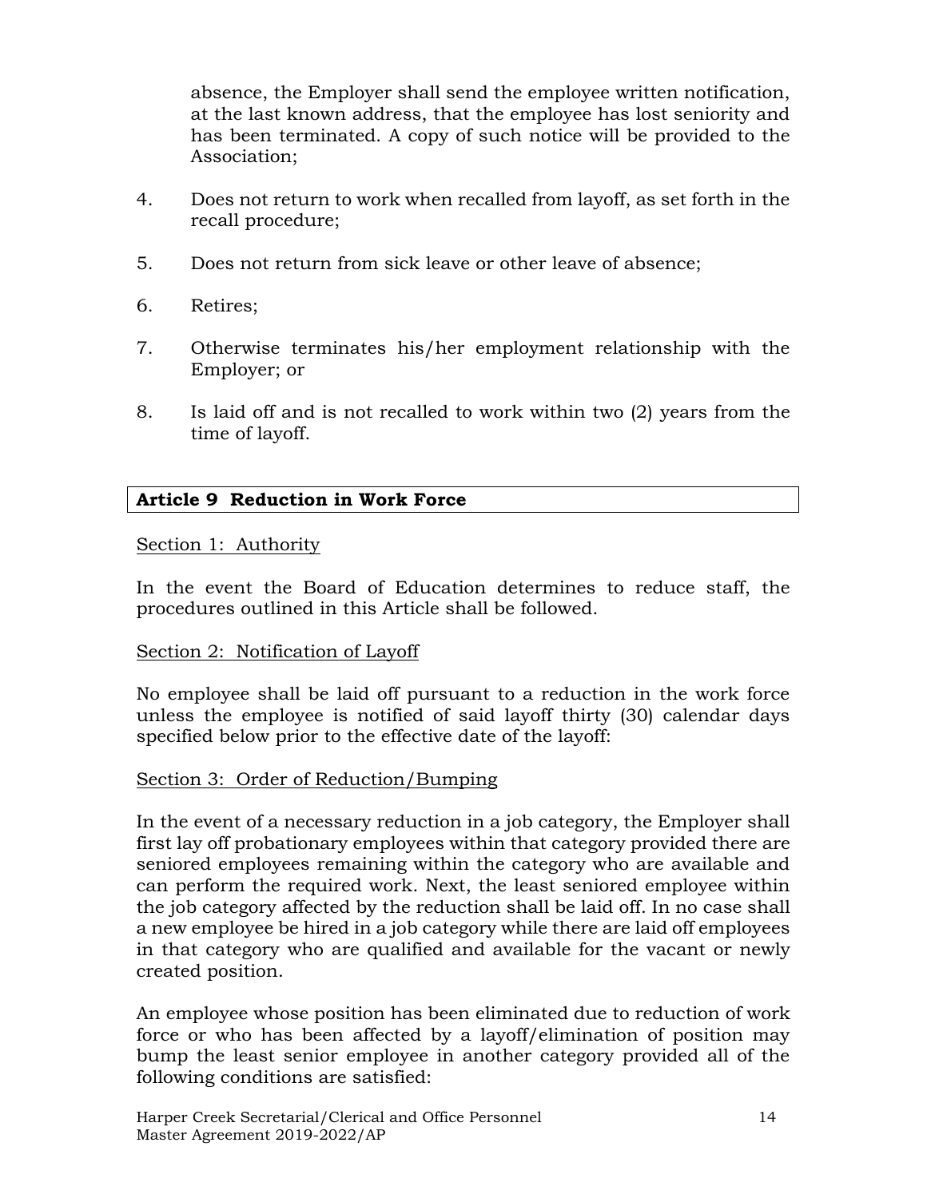absence, the Employer shall send the employee written notification, at the last known address, that the employee has lost seniority and has been terminated. A copy of such notice will be provided to the Association;

4. Does not return to work when recalled from layoff, as set forth in the recall procedure;

5. Does not return from sick leave or other leave of absence;

6. Retires;

7. Otherwise terminates his/her employment relationship with the Employer; or

8. Is laid off and is not recalled to work within two (2) years from the time of layoff.

## Article 9 Reduction in Work Force

Section 1: Authority

In the event the Board of Education determines to reduce staff, the procedures outlined in this Article shall be followed.

Section 2: Notification of Layoff

No employee shall be laid off pursuant to a reduction in the work force unless the employee is notified of said layoff thirty (30) calendar days specified below prior to the effective date of the layoff:

Section 3: Order of Reduction/Bumping

In the event of a necessary reduction in a job category, the Employer shall first lay off probationary employees within that category provided there are seniored employees remaining within the category who are available and can perform the required work. Next, the least seniored employee within the job category affected by the reduction shall be laid off. In no case shall a new employee be hired in a job category while there are laid off employees in that category who are qualified and available for the vacant or newly created position.

An employee whose position has been eliminated due to reduction of work force or who has been affected by a layoff/elimination of position may bump the least senior employee in another category provided all of the following conditions are satisfied: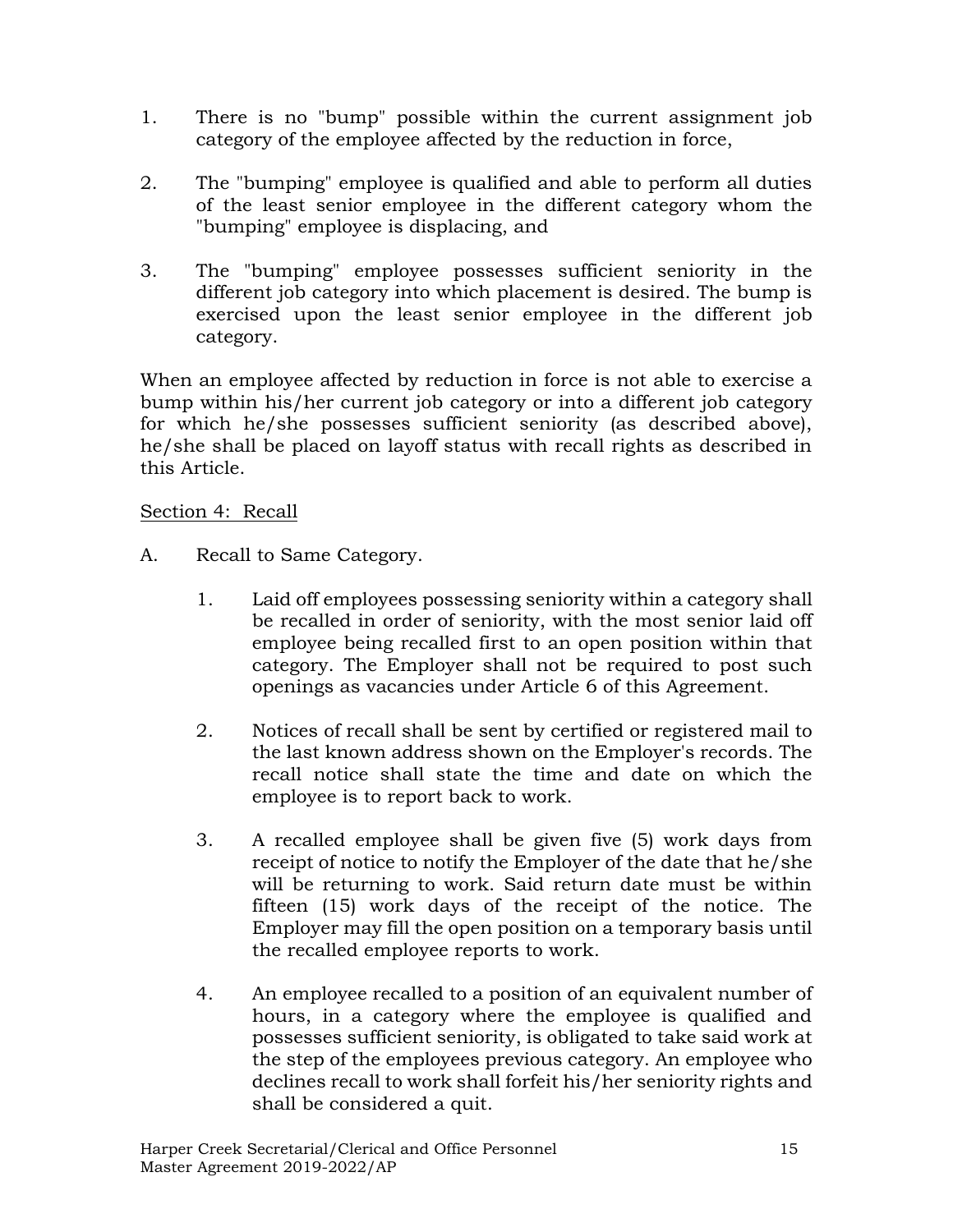1. There is no "bump" possible within the current assignment job category of the employee affected by the reduction in force,

2. The "bumping" employee is qualified and able to perform all duties of the least senior employee in the different category whom the "bumping" employee is displacing, and

3. The "bumping" employee possesses sufficient seniority in the different job category into which placement is desired. The bump is exercised upon the least senior employee in the different job category.

When an employee affected by reduction in force is not able to exercise a bump within his/her current job category or into a different job category for which he/she possesses sufficient seniority (as described above), he/she shall be placed on layoff status with recall rights as described in this Article.

<u>Section 4: Recall</u>

A. Recall to Same Category.

   1. Laid off employees possessing seniority within a category shall be recalled in order of seniority, with the most senior laid off employee being recalled first to an open position within that category. The Employer shall not be required to post such openings as vacancies under Article 6 of this Agreement.

   2. Notices of recall shall be sent by certified or registered mail to the last known address shown on the Employer's records. The recall notice shall state the time and date on which the employee is to report back to work.

   3. A recalled employee shall be given five (5) work days from receipt of notice to notify the Employer of the date that he/she will be returning to work. Said return date must be within fifteen (15) work days of the receipt of the notice. The Employer may fill the open position on a temporary basis until the recalled employee reports to work.

   4. An employee recalled to a position of an equivalent number of hours, in a category where the employee is qualified and possesses sufficient seniority, is obligated to take said work at the step of the employees previous category. An employee who declines recall to work shall forfeit his/her seniority rights and shall be considered a quit.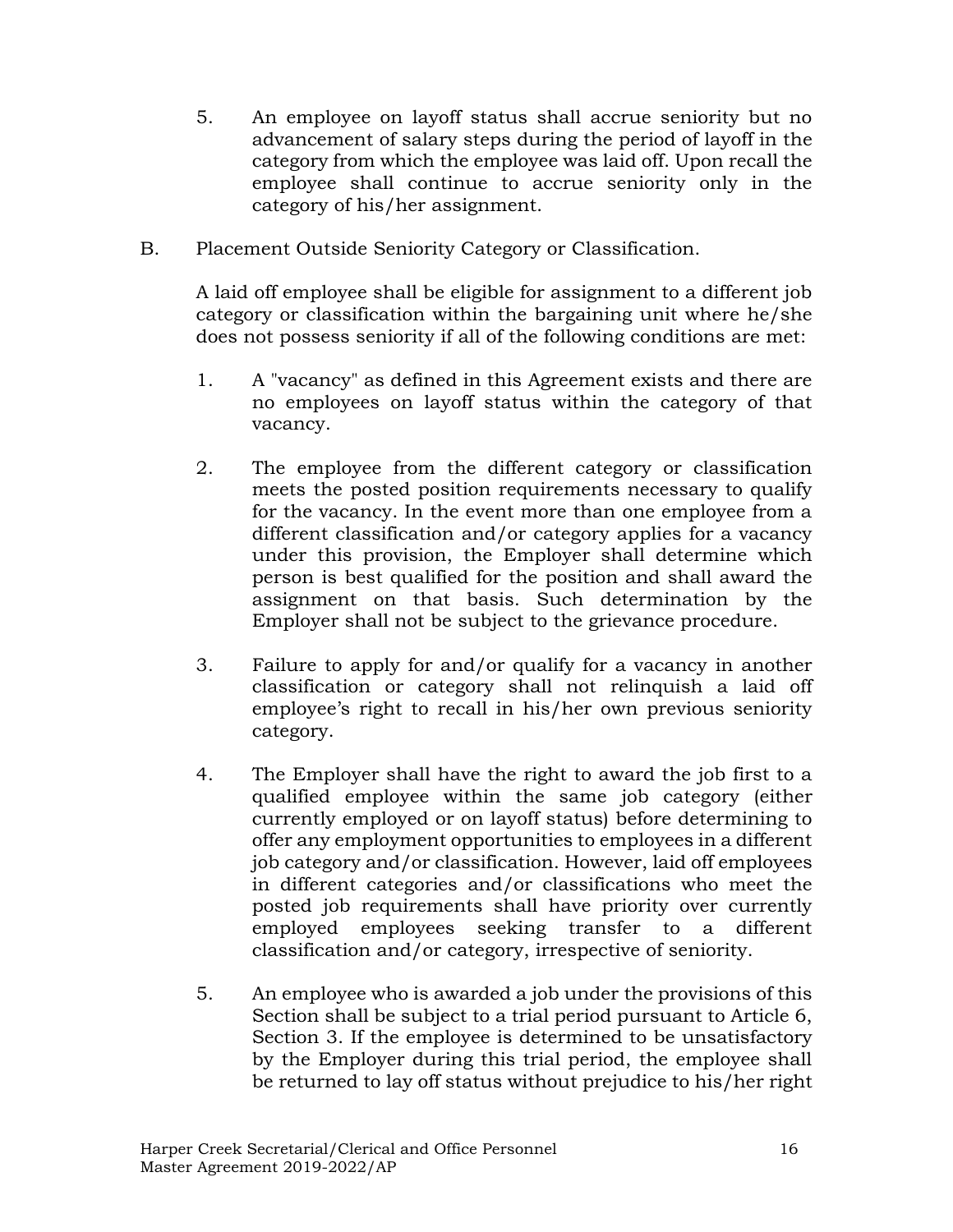5. An employee on layoff status shall accrue seniority but no advancement of salary steps during the period of layoff in the category from which the employee was laid off. Upon recall the employee shall continue to accrue seniority only in the category of his/her assignment.

B. Placement Outside Seniority Category or Classification.

A laid off employee shall be eligible for assignment to a different job category or classification within the bargaining unit where he/she does not possess seniority if all of the following conditions are met:

1. A "vacancy" as defined in this Agreement exists and there are no employees on layoff status within the category of that vacancy.

2. The employee from the different category or classification meets the posted position requirements necessary to qualify for the vacancy. In the event more than one employee from a different classification and/or category applies for a vacancy under this provision, the Employer shall determine which person is best qualified for the position and shall award the assignment on that basis. Such determination by the Employer shall not be subject to the grievance procedure.

3. Failure to apply for and/or qualify for a vacancy in another classification or category shall not relinquish a laid off employee's right to recall in his/her own previous seniority category.

4. The Employer shall have the right to award the job first to a qualified employee within the same job category (either currently employed or on layoff status) before determining to offer any employment opportunities to employees in a different job category and/or classification. However, laid off employees in different categories and/or classifications who meet the posted job requirements shall have priority over currently employed employees seeking transfer to a different classification and/or category, irrespective of seniority.

5. An employee who is awarded a job under the provisions of this Section shall be subject to a trial period pursuant to Article 6, Section 3. If the employee is determined to be unsatisfactory by the Employer during this trial period, the employee shall be returned to lay off status without prejudice to his/her right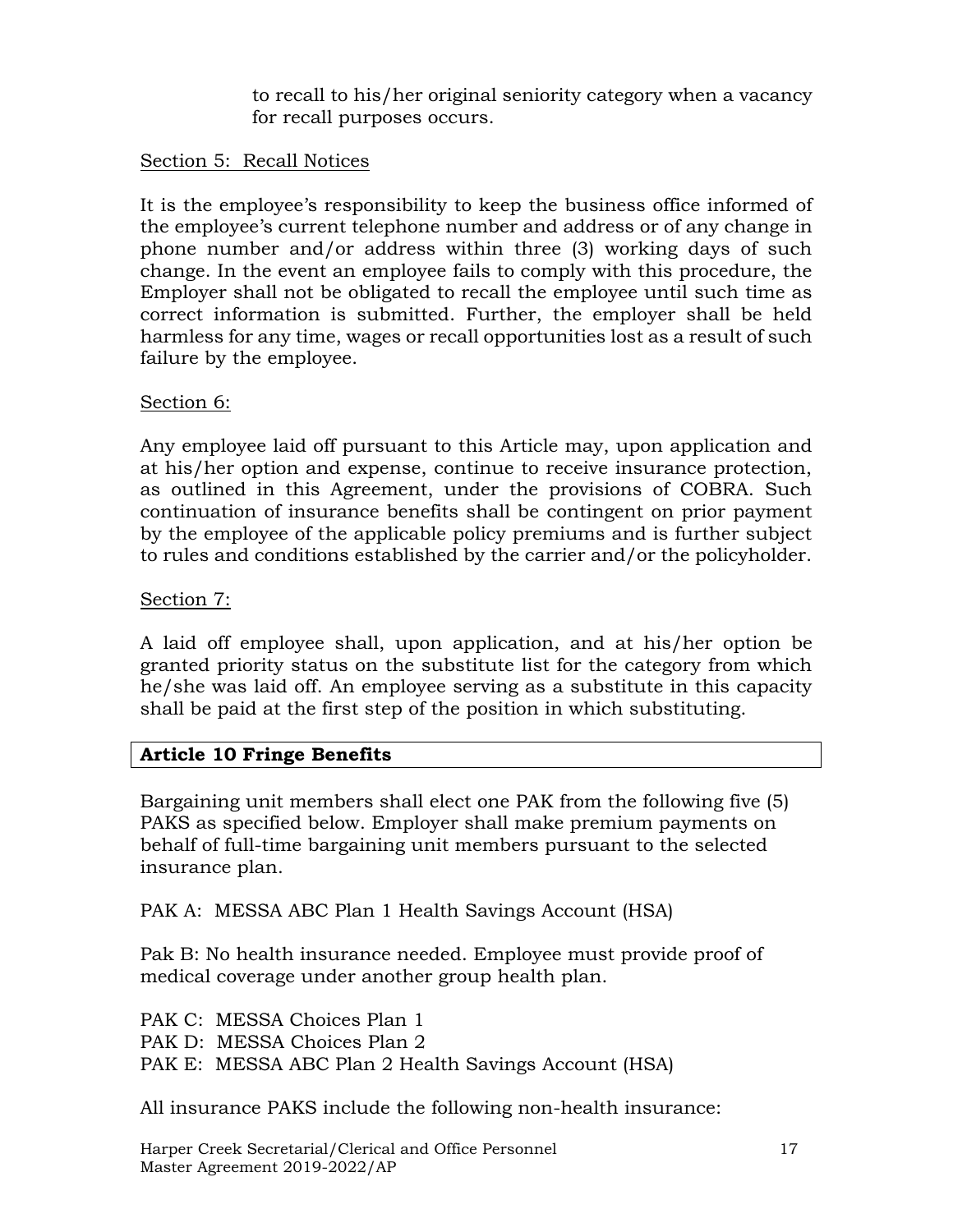to recall to his/her original seniority category when a vacancy for recall purposes occurs.

Section 5: Recall Notices

It is the employee's responsibility to keep the business office informed of the employee's current telephone number and address or of any change in phone number and/or address within three (3) working days of such change. In the event an employee fails to comply with this procedure, the Employer shall not be obligated to recall the employee until such time as correct information is submitted. Further, the employer shall be held harmless for any time, wages or recall opportunities lost as a result of such failure by the employee.

Section 6:

Any employee laid off pursuant to this Article may, upon application and at his/her option and expense, continue to receive insurance protection, as outlined in this Agreement, under the provisions of COBRA. Such continuation of insurance benefits shall be contingent on prior payment by the employee of the applicable policy premiums and is further subject to rules and conditions established by the carrier and/or the policyholder.

Section 7:

A laid off employee shall, upon application, and at his/her option be granted priority status on the substitute list for the category from which he/she was laid off. An employee serving as a substitute in this capacity shall be paid at the first step of the position in which substituting.

## Article 10 Fringe Benefits

Bargaining unit members shall elect one PAK from the following five (5) PAKS as specified below. Employer shall make premium payments on behalf of full-time bargaining unit members pursuant to the selected insurance plan.

PAK A: MESSA ABC Plan 1 Health Savings Account (HSA)

Pak B: No health insurance needed. Employee must provide proof of medical coverage under another group health plan.

PAK C: MESSA Choices Plan 1
PAK D: MESSA Choices Plan 2
PAK E: MESSA ABC Plan 2 Health Savings Account (HSA)

All insurance PAKS include the following non-health insurance: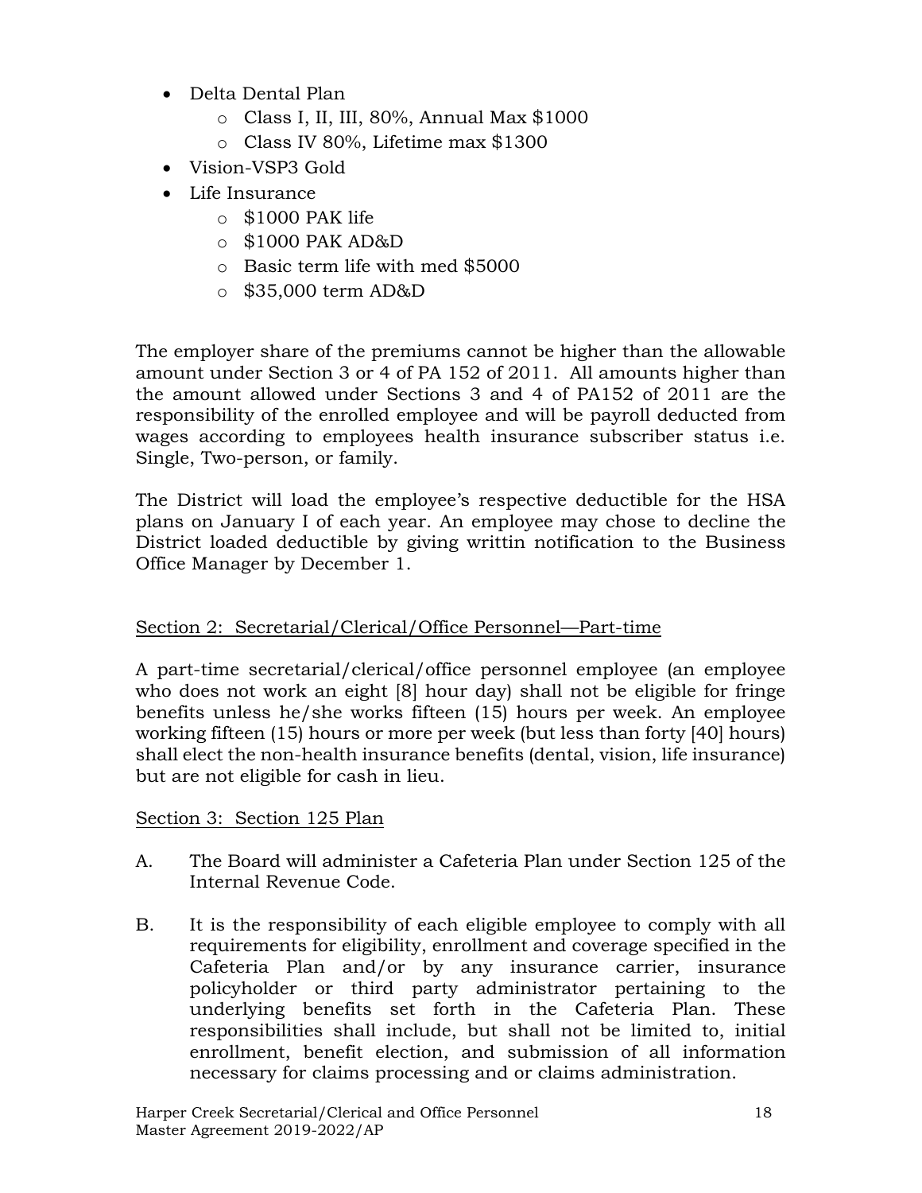- Delta Dental Plan
  - Class I, II, III, 80%, Annual Max $1000
  - Class IV 80%, Lifetime max $1300
- Vision-VSP3 Gold
- Life Insurance
  - $1000 PAK life
  - $1000 PAK AD&D
  - Basic term life with med $5000
  - $35,000 term AD&D

The employer share of the premiums cannot be higher than the allowable amount under Section 3 or 4 of PA 152 of 2011. All amounts higher than the amount allowed under Sections 3 and 4 of PA152 of 2011 are the responsibility of the enrolled employee and will be payroll deducted from wages according to employees health insurance subscriber status i.e. Single, Two-person, or family.

The District will load the employee's respective deductible for the HSA plans on January I of each year. An employee may chose to decline the District loaded deductible by giving writtin notification to the Business Office Manager by December 1.

<u>Section 2: Secretarial/Clerical/Office Personnel—Part-time</u>

A part-time secretarial/clerical/office personnel employee (an employee who does not work an eight [8] hour day) shall not be eligible for fringe benefits unless he/she works fifteen (15) hours per week. An employee working fifteen (15) hours or more per week (but less than forty [40] hours) shall elect the non-health insurance benefits (dental, vision, life insurance) but are not eligible for cash in lieu.

<u>Section 3: Section 125 Plan</u>

A. The Board will administer a Cafeteria Plan under Section 125 of the Internal Revenue Code.

B. It is the responsibility of each eligible employee to comply with all requirements for eligibility, enrollment and coverage specified in the Cafeteria Plan and/or by any insurance carrier, insurance policyholder or third party administrator pertaining to the underlying benefits set forth in the Cafeteria Plan. These responsibilities shall include, but shall not be limited to, initial enrollment, benefit election, and submission of all information necessary for claims processing and or claims administration.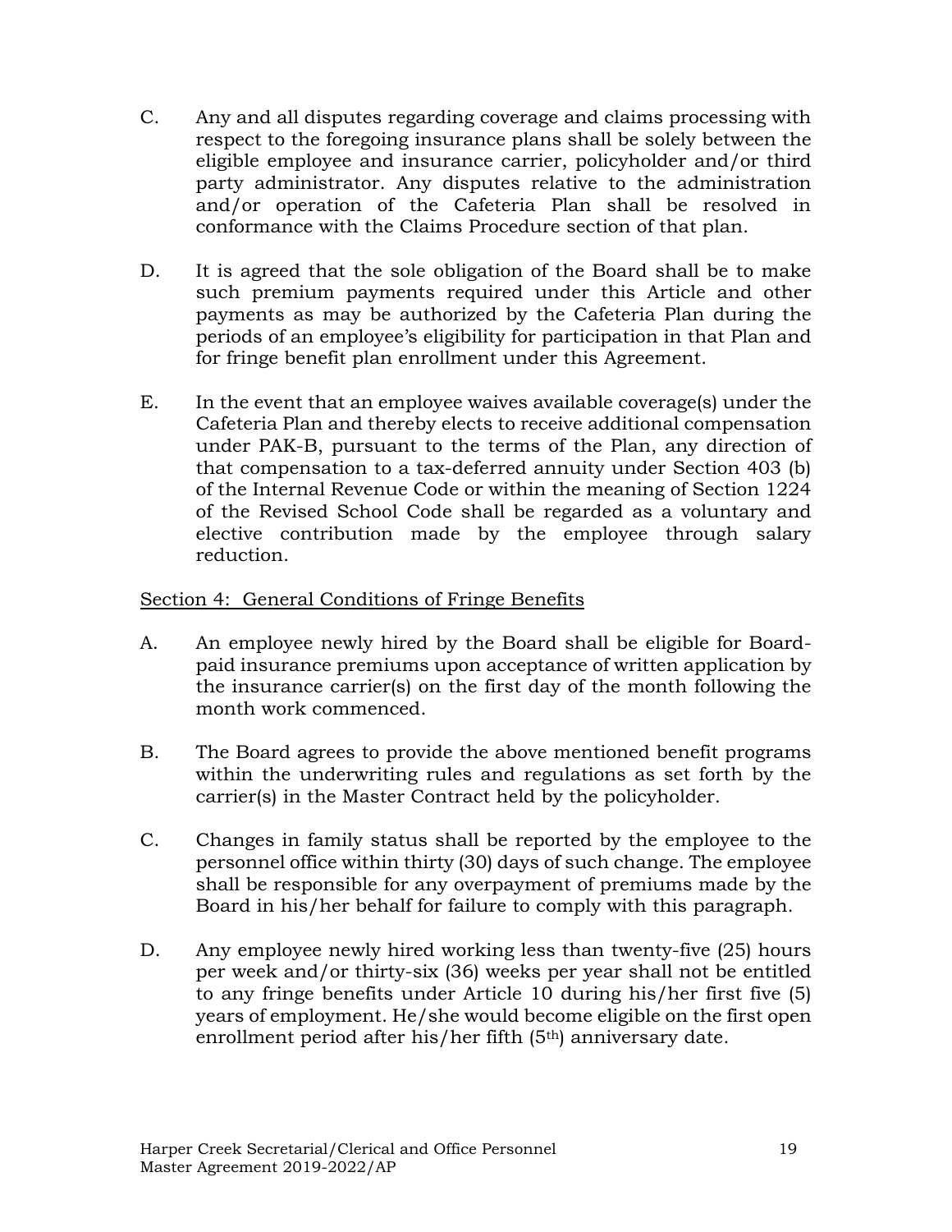C. Any and all disputes regarding coverage and claims processing with respect to the foregoing insurance plans shall be solely between the eligible employee and insurance carrier, policyholder and/or third party administrator. Any disputes relative to the administration and/or operation of the Cafeteria Plan shall be resolved in conformance with the Claims Procedure section of that plan.

D. It is agreed that the sole obligation of the Board shall be to make such premium payments required under this Article and other payments as may be authorized by the Cafeteria Plan during the periods of an employee's eligibility for participation in that Plan and for fringe benefit plan enrollment under this Agreement.

E. In the event that an employee waives available coverage(s) under the Cafeteria Plan and thereby elects to receive additional compensation under PAK-B, pursuant to the terms of the Plan, any direction of that compensation to a tax-deferred annuity under Section 403 (b) of the Internal Revenue Code or within the meaning of Section 1224 of the Revised School Code shall be regarded as a voluntary and elective contribution made by the employee through salary reduction.

Section 4: General Conditions of Fringe Benefits

A. An employee newly hired by the Board shall be eligible for Board-paid insurance premiums upon acceptance of written application by the insurance carrier(s) on the first day of the month following the month work commenced.

B. The Board agrees to provide the above mentioned benefit programs within the underwriting rules and regulations as set forth by the carrier(s) in the Master Contract held by the policyholder.

C. Changes in family status shall be reported by the employee to the personnel office within thirty (30) days of such change. The employee shall be responsible for any overpayment of premiums made by the Board in his/her behalf for failure to comply with this paragraph.

D. Any employee newly hired working less than twenty-five (25) hours per week and/or thirty-six (36) weeks per year shall not be entitled to any fringe benefits under Article 10 during his/her first five (5) years of employment. He/she would become eligible on the first open enrollment period after his/her fifth (5th) anniversary date.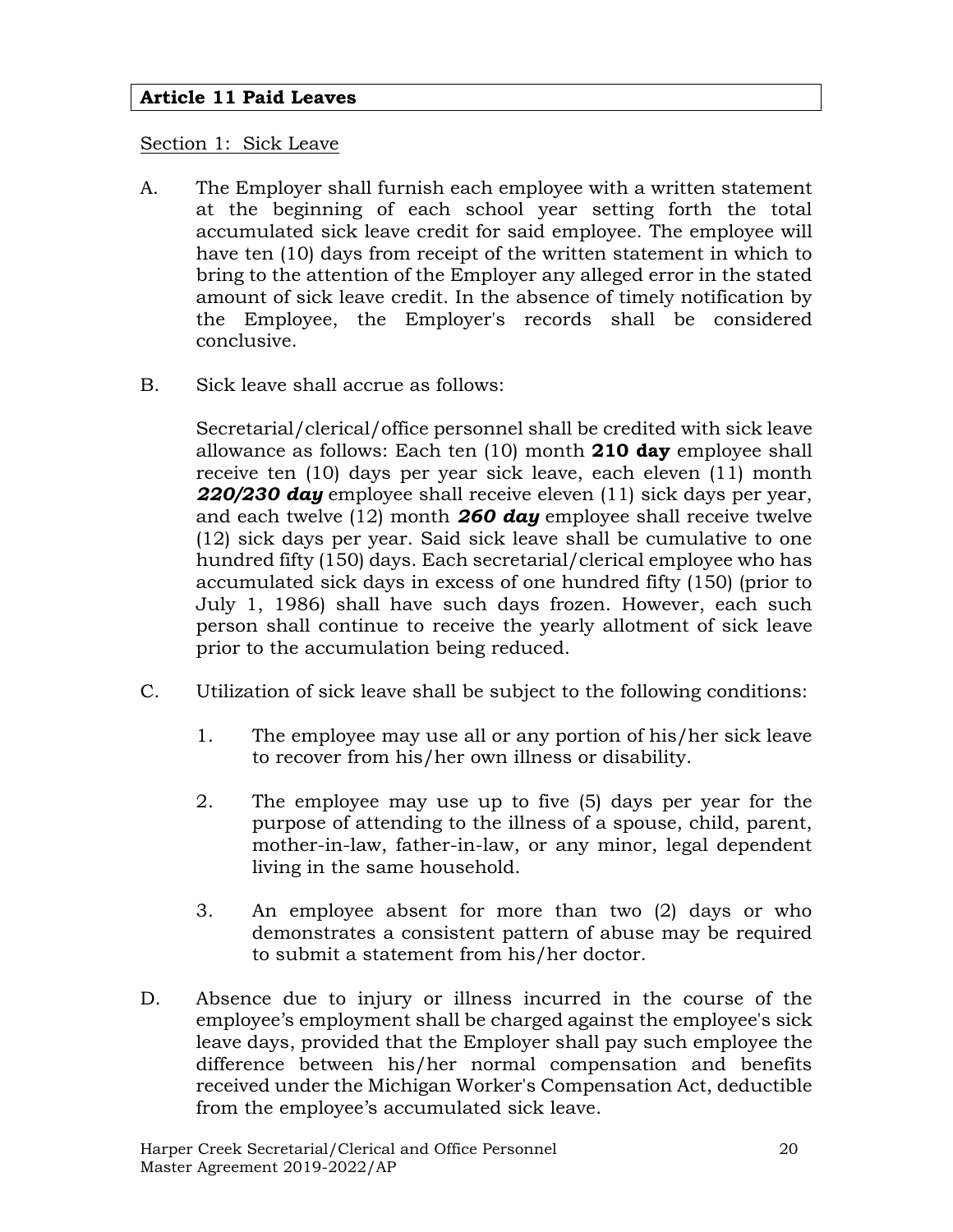## Article 11 Paid Leaves

Section 1: Sick Leave

A. The Employer shall furnish each employee with a written statement at the beginning of each school year setting forth the total accumulated sick leave credit for said employee. The employee will have ten (10) days from receipt of the written statement in which to bring to the attention of the Employer any alleged error in the stated amount of sick leave credit. In the absence of timely notification by the Employee, the Employer's records shall be considered conclusive.

B. Sick leave shall accrue as follows:

   Secretarial/clerical/office personnel shall be credited with sick leave allowance as follows: Each ten (10) month **210 day** employee shall receive ten (10) days per year sick leave, each eleven (11) month ***220/230 day*** employee shall receive eleven (11) sick days per year, and each twelve (12) month ***260 day*** employee shall receive twelve (12) sick days per year. Said sick leave shall be cumulative to one hundred fifty (150) days. Each secretarial/clerical employee who has accumulated sick days in excess of one hundred fifty (150) (prior to July 1, 1986) shall have such days frozen. However, each such person shall continue to receive the yearly allotment of sick leave prior to the accumulation being reduced.

C. Utilization of sick leave shall be subject to the following conditions:

   1. The employee may use all or any portion of his/her sick leave to recover from his/her own illness or disability.

   2. The employee may use up to five (5) days per year for the purpose of attending to the illness of a spouse, child, parent, mother-in-law, father-in-law, or any minor, legal dependent living in the same household.

   3. An employee absent for more than two (2) days or who demonstrates a consistent pattern of abuse may be required to submit a statement from his/her doctor.

D. Absence due to injury or illness incurred in the course of the employee's employment shall be charged against the employee's sick leave days, provided that the Employer shall pay such employee the difference between his/her normal compensation and benefits received under the Michigan Worker's Compensation Act, deductible from the employee's accumulated sick leave.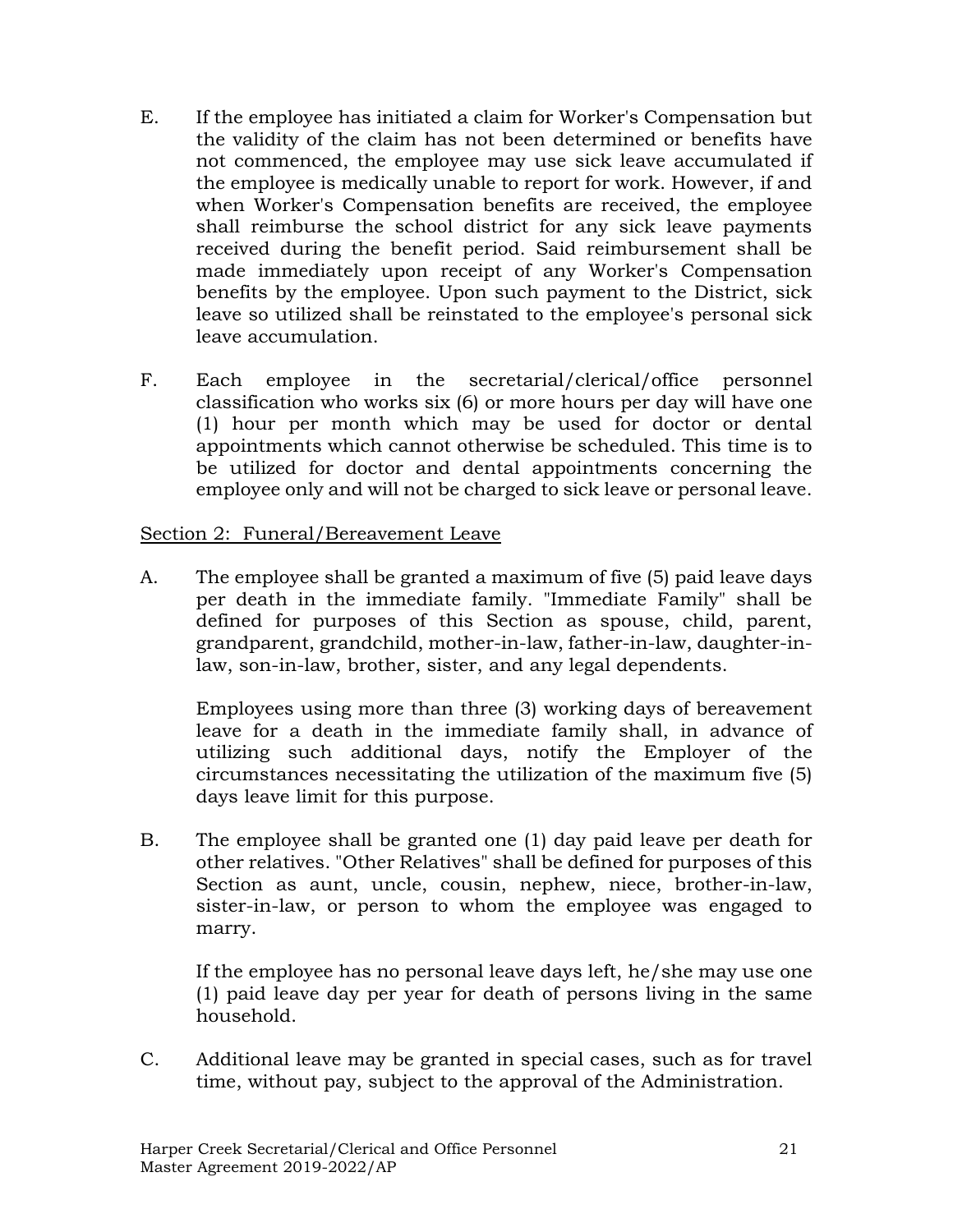E. If the employee has initiated a claim for Worker's Compensation but the validity of the claim has not been determined or benefits have not commenced, the employee may use sick leave accumulated if the employee is medically unable to report for work. However, if and when Worker's Compensation benefits are received, the employee shall reimburse the school district for any sick leave payments received during the benefit period. Said reimbursement shall be made immediately upon receipt of any Worker's Compensation benefits by the employee. Upon such payment to the District, sick leave so utilized shall be reinstated to the employee's personal sick leave accumulation.

F. Each employee in the secretarial/clerical/office personnel classification who works six (6) or more hours per day will have one (1) hour per month which may be used for doctor or dental appointments which cannot otherwise be scheduled. This time is to be utilized for doctor and dental appointments concerning the employee only and will not be charged to sick leave or personal leave.

<u>Section 2: Funeral/Bereavement Leave</u>

A. The employee shall be granted a maximum of five (5) paid leave days per death in the immediate family. "Immediate Family" shall be defined for purposes of this Section as spouse, child, parent, grandparent, grandchild, mother-in-law, father-in-law, daughter-in-law, son-in-law, brother, sister, and any legal dependents.

   Employees using more than three (3) working days of bereavement leave for a death in the immediate family shall, in advance of utilizing such additional days, notify the Employer of the circumstances necessitating the utilization of the maximum five (5) days leave limit for this purpose.

B. The employee shall be granted one (1) day paid leave per death for other relatives. "Other Relatives" shall be defined for purposes of this Section as aunt, uncle, cousin, nephew, niece, brother-in-law, sister-in-law, or person to whom the employee was engaged to marry.

   If the employee has no personal leave days left, he/she may use one (1) paid leave day per year for death of persons living in the same household.

C. Additional leave may be granted in special cases, such as for travel time, without pay, subject to the approval of the Administration.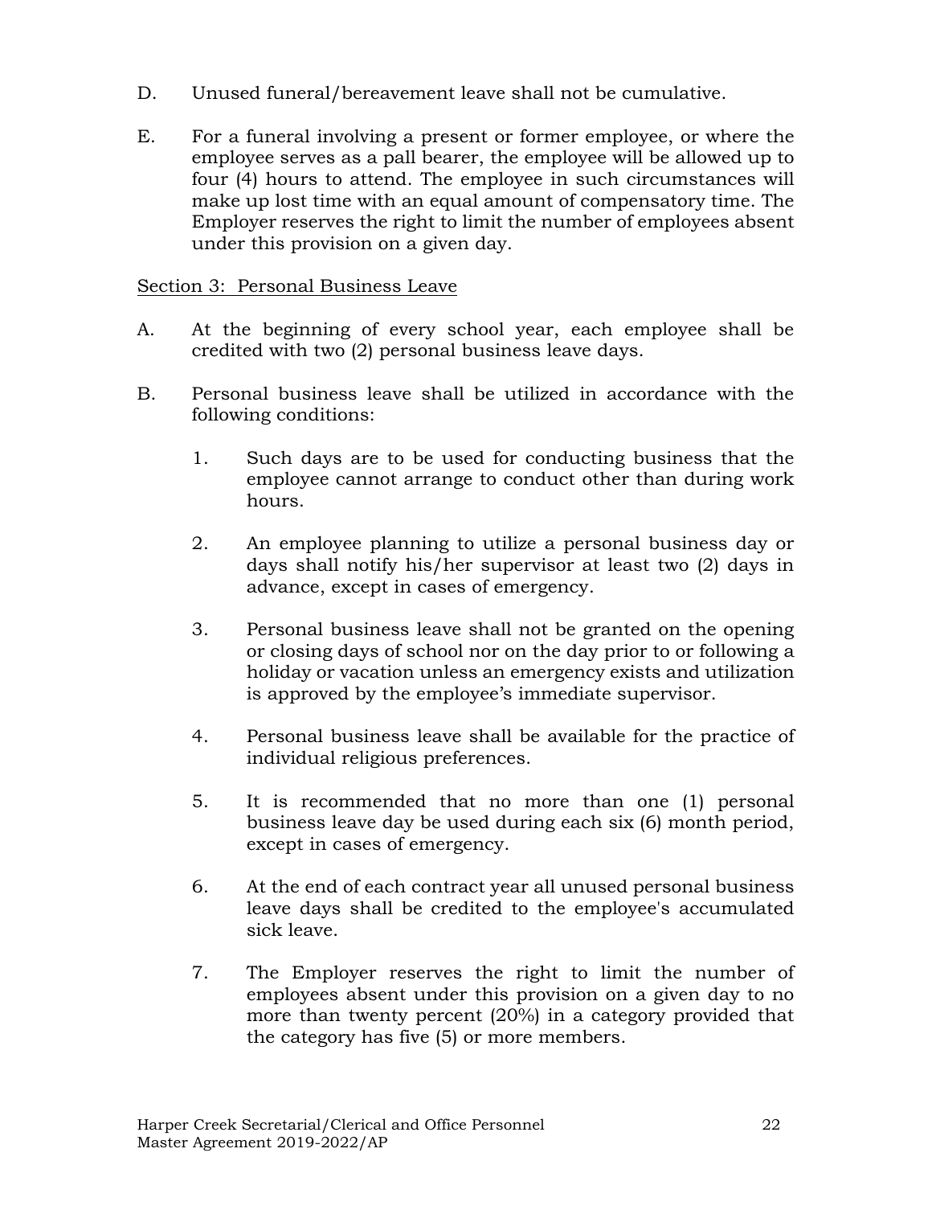D. Unused funeral/bereavement leave shall not be cumulative.

E. For a funeral involving a present or former employee, or where the employee serves as a pall bearer, the employee will be allowed up to four (4) hours to attend. The employee in such circumstances will make up lost time with an equal amount of compensatory time. The Employer reserves the right to limit the number of employees absent under this provision on a given day.

<u>Section 3: Personal Business Leave</u>

A. At the beginning of every school year, each employee shall be credited with two (2) personal business leave days.

B. Personal business leave shall be utilized in accordance with the following conditions:

   1. Such days are to be used for conducting business that the employee cannot arrange to conduct other than during work hours.

   2. An employee planning to utilize a personal business day or days shall notify his/her supervisor at least two (2) days in advance, except in cases of emergency.

   3. Personal business leave shall not be granted on the opening or closing days of school nor on the day prior to or following a holiday or vacation unless an emergency exists and utilization is approved by the employee's immediate supervisor.

   4. Personal business leave shall be available for the practice of individual religious preferences.

   5. It is recommended that no more than one (1) personal business leave day be used during each six (6) month period, except in cases of emergency.

   6. At the end of each contract year all unused personal business leave days shall be credited to the employee's accumulated sick leave.

   7. The Employer reserves the right to limit the number of employees absent under this provision on a given day to no more than twenty percent (20%) in a category provided that the category has five (5) or more members.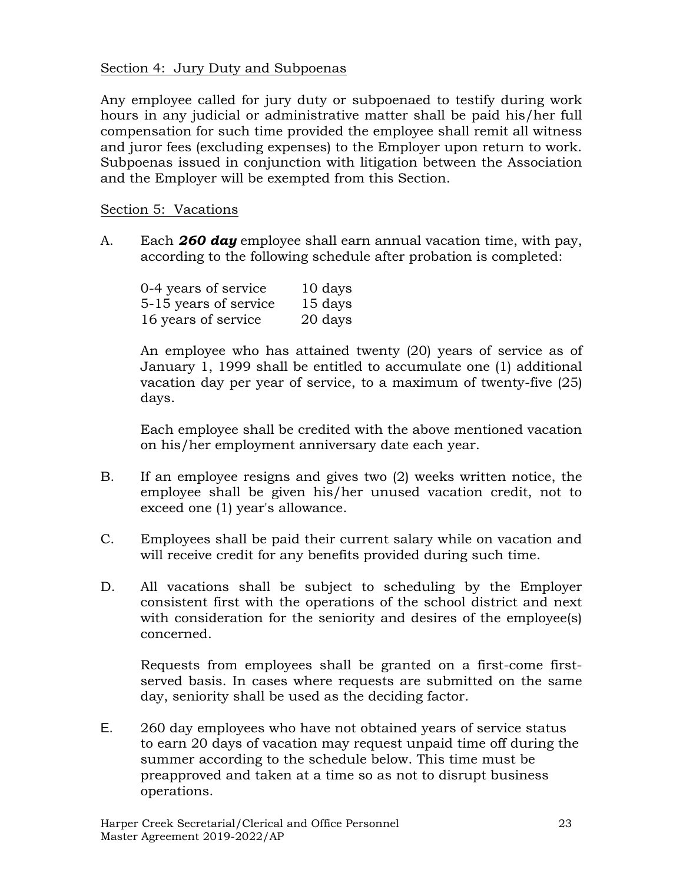Section 4: Jury Duty and Subpoenas

Any employee called for jury duty or subpoenaed to testify during work hours in any judicial or administrative matter shall be paid his/her full compensation for such time provided the employee shall remit all witness and juror fees (excluding expenses) to the Employer upon return to work. Subpoenas issued in conjunction with litigation between the Association and the Employer will be exempted from this Section.

Section 5: Vacations

A. Each ***260 day*** employee shall earn annual vacation time, with pay, according to the following schedule after probation is completed:

| | |
|---|---|
| 0-4 years of service | 10 days |
| 5-15 years of service | 15 days |
| 16 years of service | 20 days |

An employee who has attained twenty (20) years of service as of January 1, 1999 shall be entitled to accumulate one (1) additional vacation day per year of service, to a maximum of twenty-five (25) days.

Each employee shall be credited with the above mentioned vacation on his/her employment anniversary date each year.

B. If an employee resigns and gives two (2) weeks written notice, the employee shall be given his/her unused vacation credit, not to exceed one (1) year's allowance.

C. Employees shall be paid their current salary while on vacation and will receive credit for any benefits provided during such time.

D. All vacations shall be subject to scheduling by the Employer consistent first with the operations of the school district and next with consideration for the seniority and desires of the employee(s) concerned.

Requests from employees shall be granted on a first-come first-served basis. In cases where requests are submitted on the same day, seniority shall be used as the deciding factor.

E. 260 day employees who have not obtained years of service status to earn 20 days of vacation may request unpaid time off during the summer according to the schedule below. This time must be preapproved and taken at a time so as not to disrupt business operations.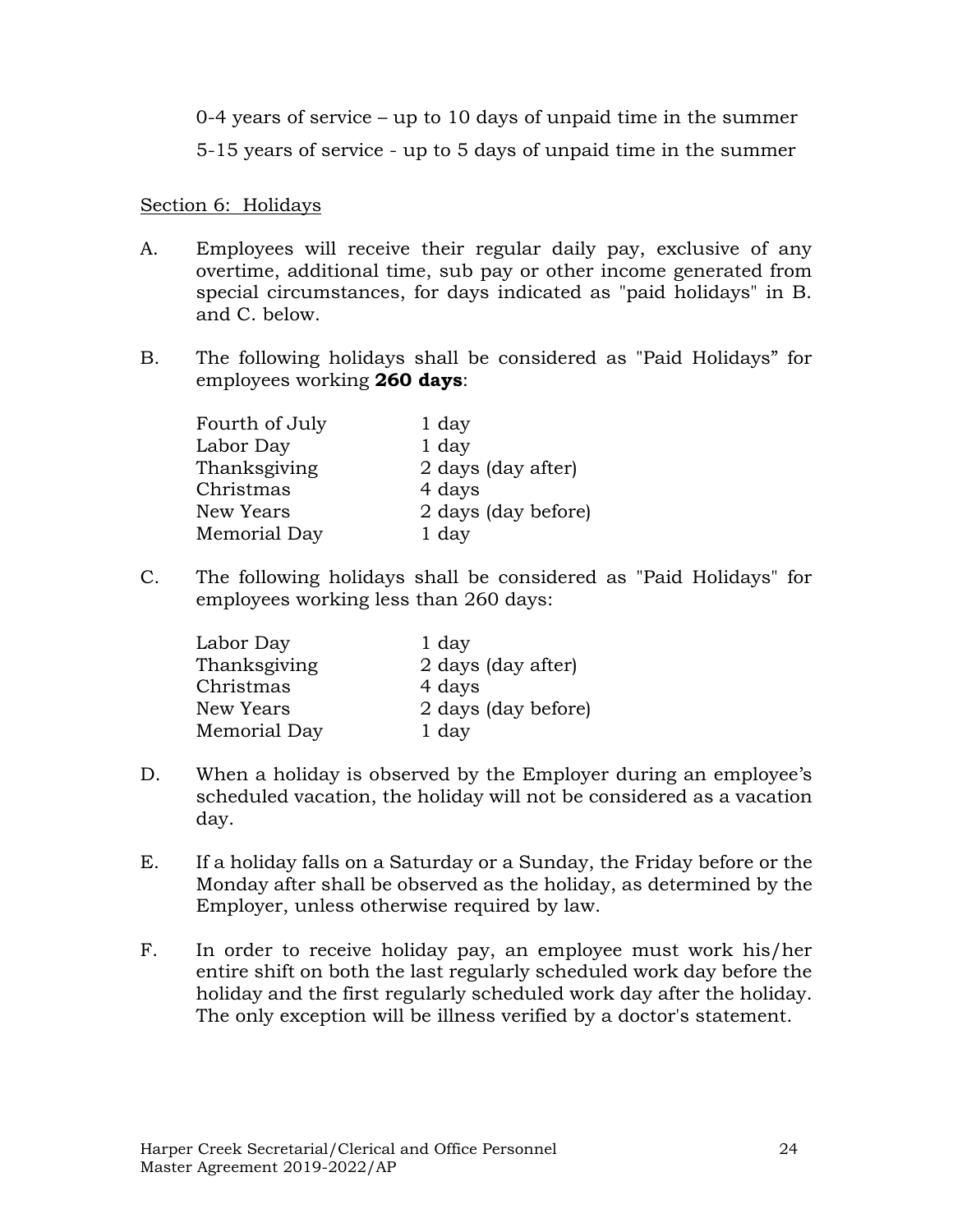0-4 years of service – up to 10 days of unpaid time in the summer

5-15 years of service - up to 5 days of unpaid time in the summer

Section 6: Holidays

A. Employees will receive their regular daily pay, exclusive of any overtime, additional time, sub pay or other income generated from special circumstances, for days indicated as "paid holidays" in B. and C. below.

B. The following holidays shall be considered as "Paid Holidays" for employees working **260 days**:

| | |
|---|---|
| Fourth of July | 1 day |
| Labor Day | 1 day |
| Thanksgiving | 2 days (day after) |
| Christmas | 4 days |
| New Years | 2 days (day before) |
| Memorial Day | 1 day |

C. The following holidays shall be considered as "Paid Holidays" for employees working less than 260 days:

| | |
|---|---|
| Labor Day | 1 day |
| Thanksgiving | 2 days (day after) |
| Christmas | 4 days |
| New Years | 2 days (day before) |
| Memorial Day | 1 day |

D. When a holiday is observed by the Employer during an employee's scheduled vacation, the holiday will not be considered as a vacation day.

E. If a holiday falls on a Saturday or a Sunday, the Friday before or the Monday after shall be observed as the holiday, as determined by the Employer, unless otherwise required by law.

F. In order to receive holiday pay, an employee must work his/her entire shift on both the last regularly scheduled work day before the holiday and the first regularly scheduled work day after the holiday. The only exception will be illness verified by a doctor's statement.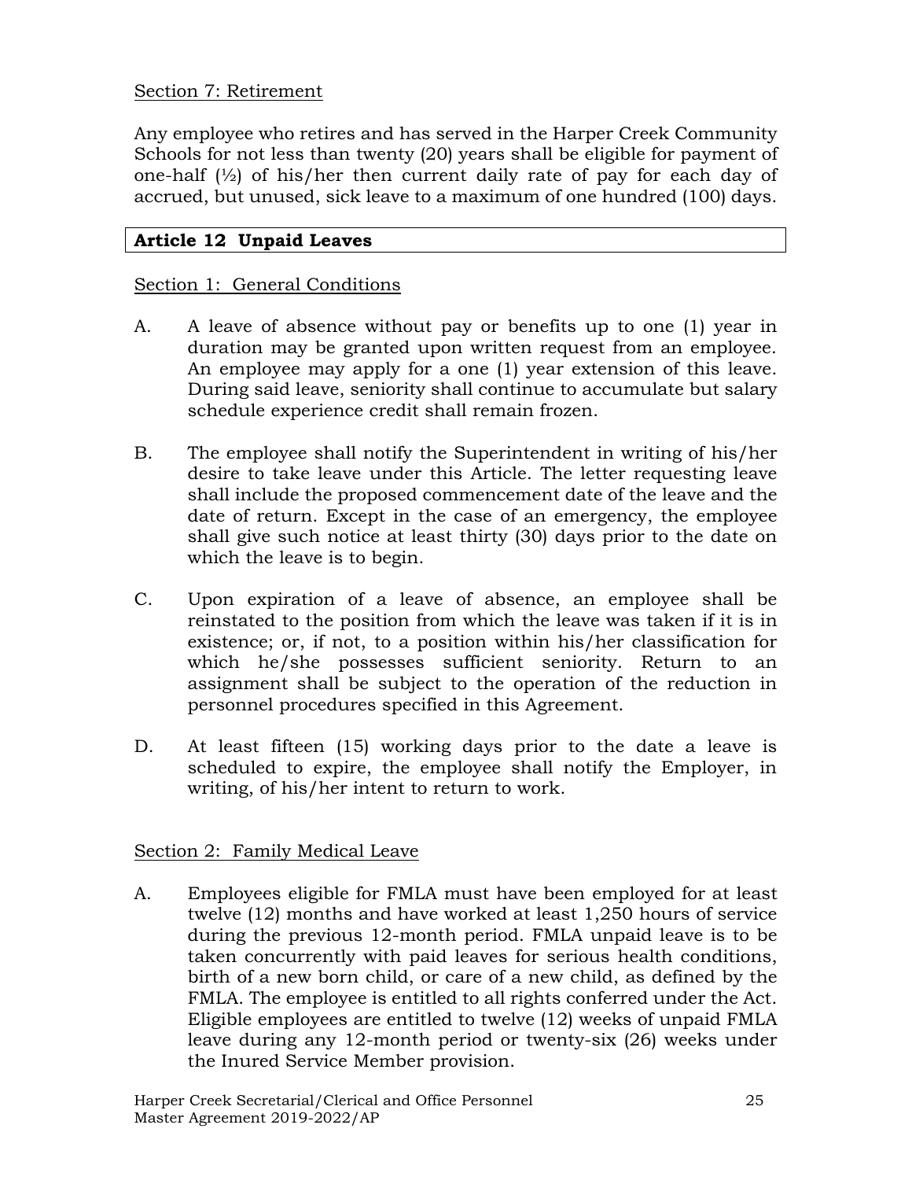Section 7: Retirement

Any employee who retires and has served in the Harper Creek Community Schools for not less than twenty (20) years shall be eligible for payment of one-half (½) of his/her then current daily rate of pay for each day of accrued, but unused, sick leave to a maximum of one hundred (100) days.

## Article 12 Unpaid Leaves

Section 1: General Conditions

A. A leave of absence without pay or benefits up to one (1) year in duration may be granted upon written request from an employee. An employee may apply for a one (1) year extension of this leave. During said leave, seniority shall continue to accumulate but salary schedule experience credit shall remain frozen.

B. The employee shall notify the Superintendent in writing of his/her desire to take leave under this Article. The letter requesting leave shall include the proposed commencement date of the leave and the date of return. Except in the case of an emergency, the employee shall give such notice at least thirty (30) days prior to the date on which the leave is to begin.

C. Upon expiration of a leave of absence, an employee shall be reinstated to the position from which the leave was taken if it is in existence; or, if not, to a position within his/her classification for which he/she possesses sufficient seniority. Return to an assignment shall be subject to the operation of the reduction in personnel procedures specified in this Agreement.

D. At least fifteen (15) working days prior to the date a leave is scheduled to expire, the employee shall notify the Employer, in writing, of his/her intent to return to work.

Section 2: Family Medical Leave

A. Employees eligible for FMLA must have been employed for at least twelve (12) months and have worked at least 1,250 hours of service during the previous 12-month period. FMLA unpaid leave is to be taken concurrently with paid leaves for serious health conditions, birth of a new born child, or care of a new child, as defined by the FMLA. The employee is entitled to all rights conferred under the Act. Eligible employees are entitled to twelve (12) weeks of unpaid FMLA leave during any 12-month period or twenty-six (26) weeks under the Inured Service Member provision.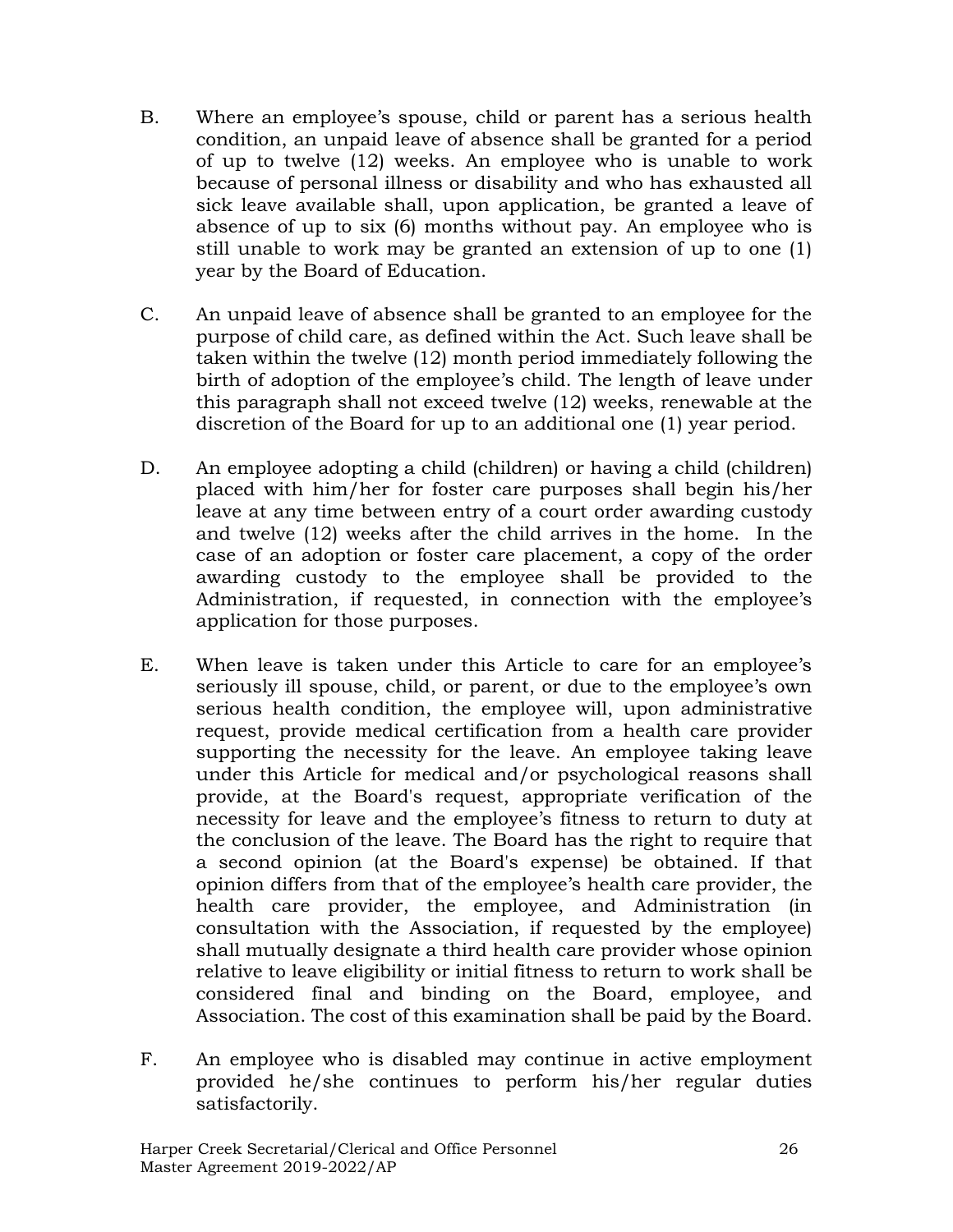B. Where an employee's spouse, child or parent has a serious health condition, an unpaid leave of absence shall be granted for a period of up to twelve (12) weeks. An employee who is unable to work because of personal illness or disability and who has exhausted all sick leave available shall, upon application, be granted a leave of absence of up to six (6) months without pay. An employee who is still unable to work may be granted an extension of up to one (1) year by the Board of Education.

C. An unpaid leave of absence shall be granted to an employee for the purpose of child care, as defined within the Act. Such leave shall be taken within the twelve (12) month period immediately following the birth of adoption of the employee's child. The length of leave under this paragraph shall not exceed twelve (12) weeks, renewable at the discretion of the Board for up to an additional one (1) year period.

D. An employee adopting a child (children) or having a child (children) placed with him/her for foster care purposes shall begin his/her leave at any time between entry of a court order awarding custody and twelve (12) weeks after the child arrives in the home. In the case of an adoption or foster care placement, a copy of the order awarding custody to the employee shall be provided to the Administration, if requested, in connection with the employee's application for those purposes.

E. When leave is taken under this Article to care for an employee's seriously ill spouse, child, or parent, or due to the employee's own serious health condition, the employee will, upon administrative request, provide medical certification from a health care provider supporting the necessity for the leave. An employee taking leave under this Article for medical and/or psychological reasons shall provide, at the Board's request, appropriate verification of the necessity for leave and the employee's fitness to return to duty at the conclusion of the leave. The Board has the right to require that a second opinion (at the Board's expense) be obtained. If that opinion differs from that of the employee's health care provider, the health care provider, the employee, and Administration (in consultation with the Association, if requested by the employee) shall mutually designate a third health care provider whose opinion relative to leave eligibility or initial fitness to return to work shall be considered final and binding on the Board, employee, and Association. The cost of this examination shall be paid by the Board.

F. An employee who is disabled may continue in active employment provided he/she continues to perform his/her regular duties satisfactorily.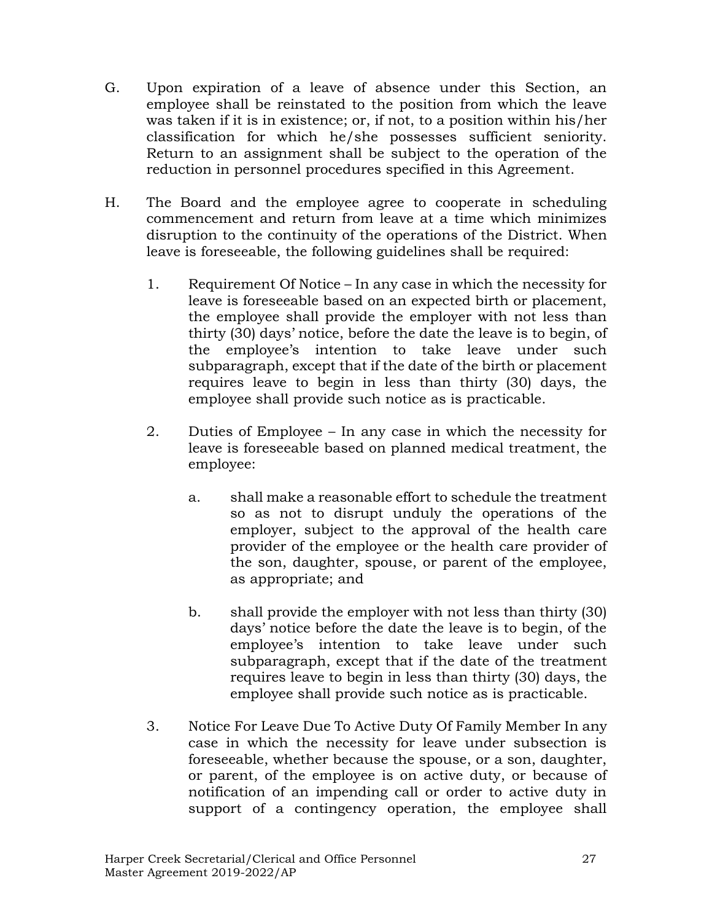G. Upon expiration of a leave of absence under this Section, an employee shall be reinstated to the position from which the leave was taken if it is in existence; or, if not, to a position within his/her classification for which he/she possesses sufficient seniority. Return to an assignment shall be subject to the operation of the reduction in personnel procedures specified in this Agreement.

H. The Board and the employee agree to cooperate in scheduling commencement and return from leave at a time which minimizes disruption to the continuity of the operations of the District. When leave is foreseeable, the following guidelines shall be required:

   1. Requirement Of Notice – In any case in which the necessity for leave is foreseeable based on an expected birth or placement, the employee shall provide the employer with not less than thirty (30) days' notice, before the date the leave is to begin, of the employee's intention to take leave under such subparagraph, except that if the date of the birth or placement requires leave to begin in less than thirty (30) days, the employee shall provide such notice as is practicable.

   2. Duties of Employee – In any case in which the necessity for leave is foreseeable based on planned medical treatment, the employee:

      a. shall make a reasonable effort to schedule the treatment so as not to disrupt unduly the operations of the employer, subject to the approval of the health care provider of the employee or the health care provider of the son, daughter, spouse, or parent of the employee, as appropriate; and

      b. shall provide the employer with not less than thirty (30) days' notice before the date the leave is to begin, of the employee's intention to take leave under such subparagraph, except that if the date of the treatment requires leave to begin in less than thirty (30) days, the employee shall provide such notice as is practicable.

   3. Notice For Leave Due To Active Duty Of Family Member In any case in which the necessity for leave under subsection is foreseeable, whether because the spouse, or a son, daughter, or parent, of the employee is on active duty, or because of notification of an impending call or order to active duty in support of a contingency operation, the employee shall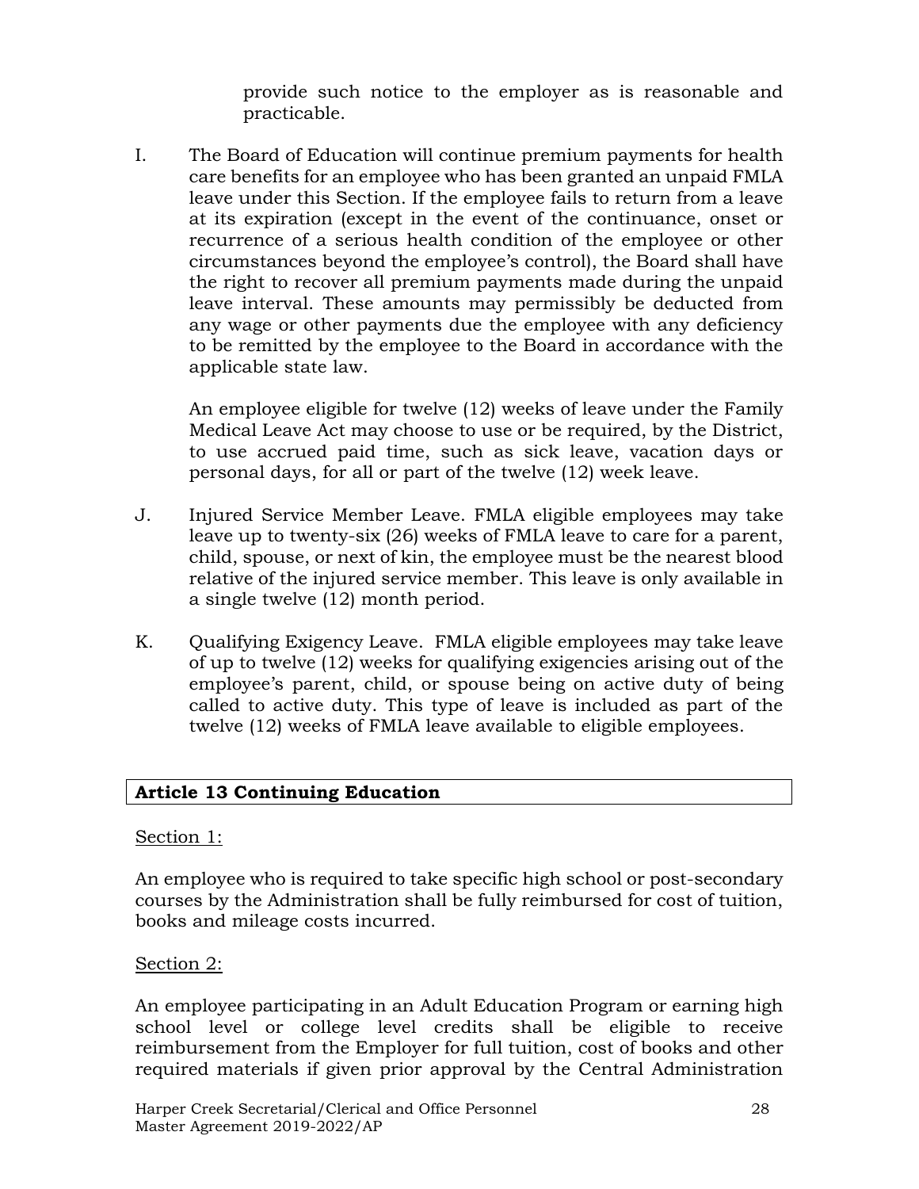provide such notice to the employer as is reasonable and practicable.

I. The Board of Education will continue premium payments for health care benefits for an employee who has been granted an unpaid FMLA leave under this Section. If the employee fails to return from a leave at its expiration (except in the event of the continuance, onset or recurrence of a serious health condition of the employee or other circumstances beyond the employee's control), the Board shall have the right to recover all premium payments made during the unpaid leave interval. These amounts may permissibly be deducted from any wage or other payments due the employee with any deficiency to be remitted by the employee to the Board in accordance with the applicable state law.

   An employee eligible for twelve (12) weeks of leave under the Family Medical Leave Act may choose to use or be required, by the District, to use accrued paid time, such as sick leave, vacation days or personal days, for all or part of the twelve (12) week leave.

J. Injured Service Member Leave. FMLA eligible employees may take leave up to twenty-six (26) weeks of FMLA leave to care for a parent, child, spouse, or next of kin, the employee must be the nearest blood relative of the injured service member. This leave is only available in a single twelve (12) month period.

K. Qualifying Exigency Leave. FMLA eligible employees may take leave of up to twelve (12) weeks for qualifying exigencies arising out of the employee's parent, child, or spouse being on active duty of being called to active duty. This type of leave is included as part of the twelve (12) weeks of FMLA leave available to eligible employees.

## Article 13 Continuing Education

Section 1:

An employee who is required to take specific high school or post-secondary courses by the Administration shall be fully reimbursed for cost of tuition, books and mileage costs incurred.

Section 2:

An employee participating in an Adult Education Program or earning high school level or college level credits shall be eligible to receive reimbursement from the Employer for full tuition, cost of books and other required materials if given prior approval by the Central Administration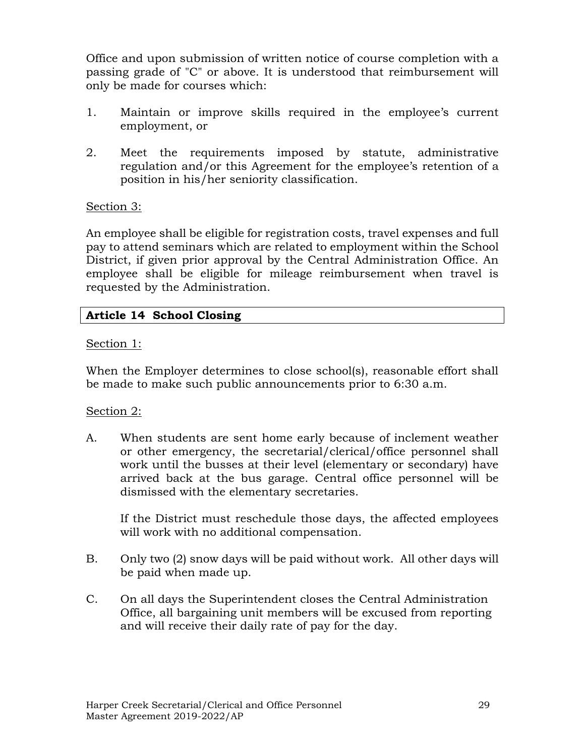Office and upon submission of written notice of course completion with a passing grade of "C" or above. It is understood that reimbursement will only be made for courses which:

1. Maintain or improve skills required in the employee's current employment, or

2. Meet the requirements imposed by statute, administrative regulation and/or this Agreement for the employee's retention of a position in his/her seniority classification.

Section 3:

An employee shall be eligible for registration costs, travel expenses and full pay to attend seminars which are related to employment within the School District, if given prior approval by the Central Administration Office. An employee shall be eligible for mileage reimbursement when travel is requested by the Administration.

## Article 14 School Closing

Section 1:

When the Employer determines to close school(s), reasonable effort shall be made to make such public announcements prior to 6:30 a.m.

Section 2:

A. When students are sent home early because of inclement weather or other emergency, the secretarial/clerical/office personnel shall work until the busses at their level (elementary or secondary) have arrived back at the bus garage. Central office personnel will be dismissed with the elementary secretaries.

   If the District must reschedule those days, the affected employees will work with no additional compensation.

B. Only two (2) snow days will be paid without work. All other days will be paid when made up.

C. On all days the Superintendent closes the Central Administration Office, all bargaining unit members will be excused from reporting and will receive their daily rate of pay for the day.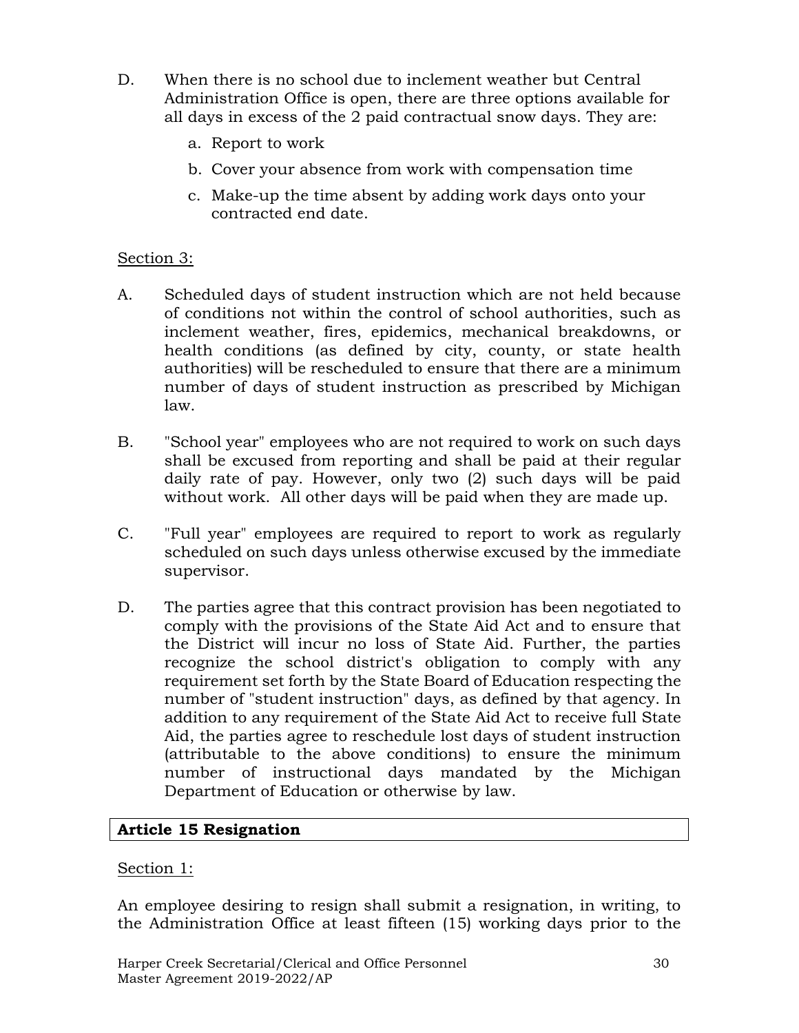D. When there is no school due to inclement weather but Central Administration Office is open, there are three options available for all days in excess of the 2 paid contractual snow days. They are:

   a. Report to work

   b. Cover your absence from work with compensation time

   c. Make-up the time absent by adding work days onto your contracted end date.

Section 3:

A. Scheduled days of student instruction which are not held because of conditions not within the control of school authorities, such as inclement weather, fires, epidemics, mechanical breakdowns, or health conditions (as defined by city, county, or state health authorities) will be rescheduled to ensure that there are a minimum number of days of student instruction as prescribed by Michigan law.

B. "School year" employees who are not required to work on such days shall be excused from reporting and shall be paid at their regular daily rate of pay. However, only two (2) such days will be paid without work. All other days will be paid when they are made up.

C. "Full year" employees are required to report to work as regularly scheduled on such days unless otherwise excused by the immediate supervisor.

D. The parties agree that this contract provision has been negotiated to comply with the provisions of the State Aid Act and to ensure that the District will incur no loss of State Aid. Further, the parties recognize the school district's obligation to comply with any requirement set forth by the State Board of Education respecting the number of "student instruction" days, as defined by that agency. In addition to any requirement of the State Aid Act to receive full State Aid, the parties agree to reschedule lost days of student instruction (attributable to the above conditions) to ensure the minimum number of instructional days mandated by the Michigan Department of Education or otherwise by law.

## Article 15 Resignation

Section 1:

An employee desiring to resign shall submit a resignation, in writing, to the Administration Office at least fifteen (15) working days prior to the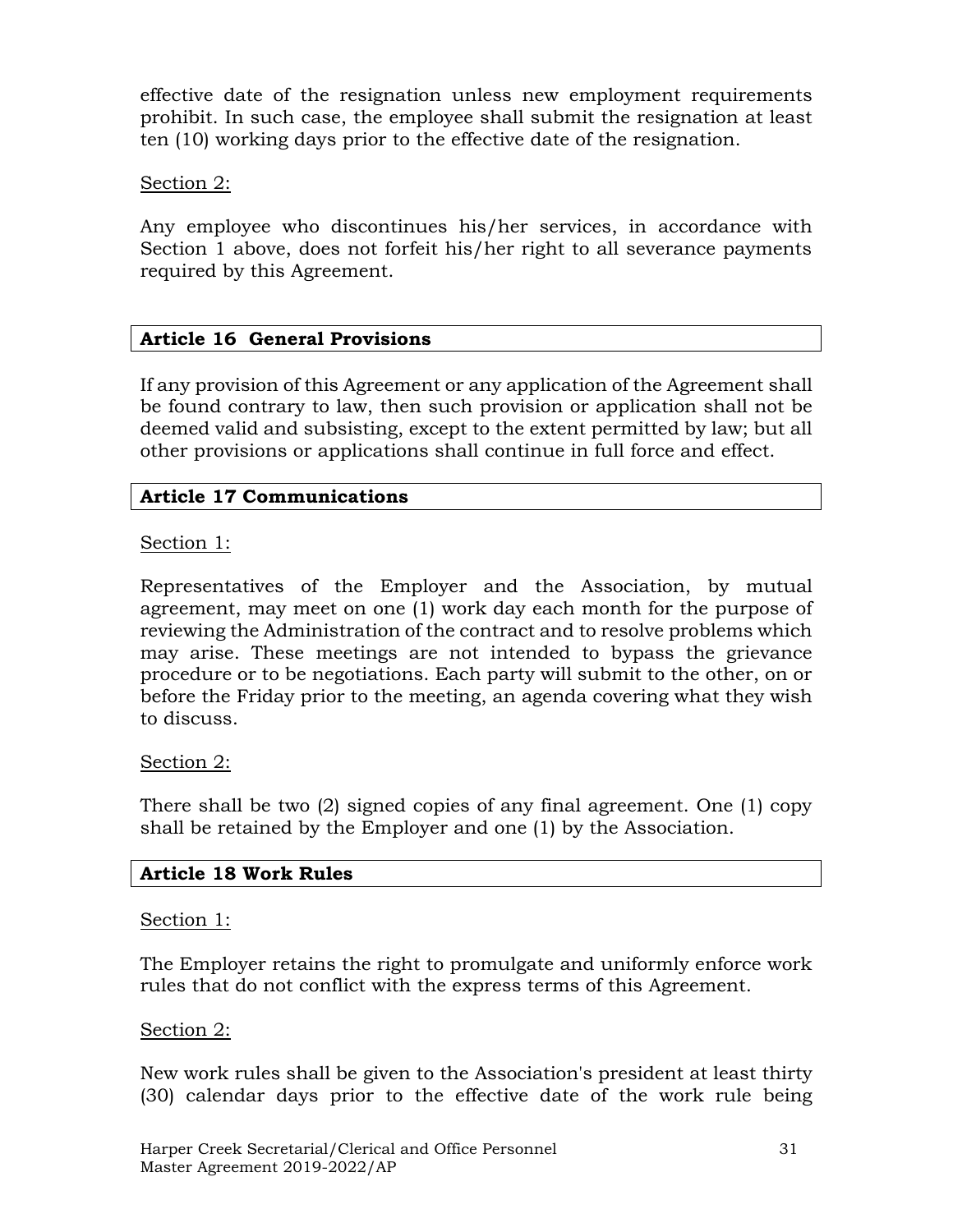effective date of the resignation unless new employment requirements prohibit. In such case, the employee shall submit the resignation at least ten (10) working days prior to the effective date of the resignation.

Section 2:

Any employee who discontinues his/her services, in accordance with Section 1 above, does not forfeit his/her right to all severance payments required by this Agreement.

## Article 16 General Provisions

If any provision of this Agreement or any application of the Agreement shall be found contrary to law, then such provision or application shall not be deemed valid and subsisting, except to the extent permitted by law; but all other provisions or applications shall continue in full force and effect.

## Article 17 Communications

Section 1:

Representatives of the Employer and the Association, by mutual agreement, may meet on one (1) work day each month for the purpose of reviewing the Administration of the contract and to resolve problems which may arise. These meetings are not intended to bypass the grievance procedure or to be negotiations. Each party will submit to the other, on or before the Friday prior to the meeting, an agenda covering what they wish to discuss.

Section 2:

There shall be two (2) signed copies of any final agreement. One (1) copy shall be retained by the Employer and one (1) by the Association.

## Article 18 Work Rules

Section 1:

The Employer retains the right to promulgate and uniformly enforce work rules that do not conflict with the express terms of this Agreement.

Section 2:

New work rules shall be given to the Association's president at least thirty (30) calendar days prior to the effective date of the work rule being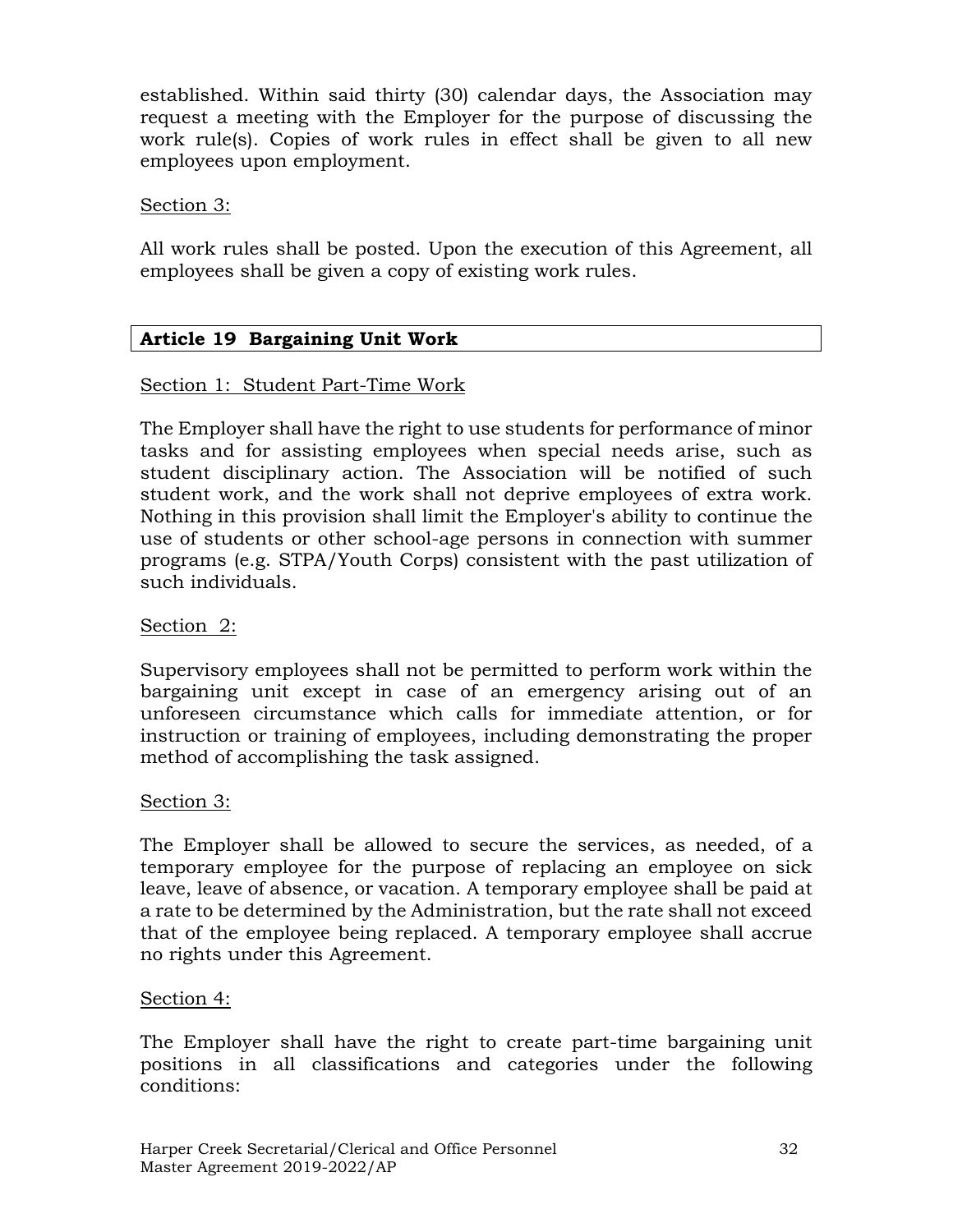established. Within said thirty (30) calendar days, the Association may request a meeting with the Employer for the purpose of discussing the work rule(s). Copies of work rules in effect shall be given to all new employees upon employment.

Section 3:

All work rules shall be posted. Upon the execution of this Agreement, all employees shall be given a copy of existing work rules.

## Article 19 Bargaining Unit Work

Section 1: Student Part-Time Work

The Employer shall have the right to use students for performance of minor tasks and for assisting employees when special needs arise, such as student disciplinary action. The Association will be notified of such student work, and the work shall not deprive employees of extra work. Nothing in this provision shall limit the Employer's ability to continue the use of students or other school-age persons in connection with summer programs (e.g. STPA/Youth Corps) consistent with the past utilization of such individuals.

Section 2:

Supervisory employees shall not be permitted to perform work within the bargaining unit except in case of an emergency arising out of an unforeseen circumstance which calls for immediate attention, or for instruction or training of employees, including demonstrating the proper method of accomplishing the task assigned.

Section 3:

The Employer shall be allowed to secure the services, as needed, of a temporary employee for the purpose of replacing an employee on sick leave, leave of absence, or vacation. A temporary employee shall be paid at a rate to be determined by the Administration, but the rate shall not exceed that of the employee being replaced. A temporary employee shall accrue no rights under this Agreement.

Section 4:

The Employer shall have the right to create part-time bargaining unit positions in all classifications and categories under the following conditions: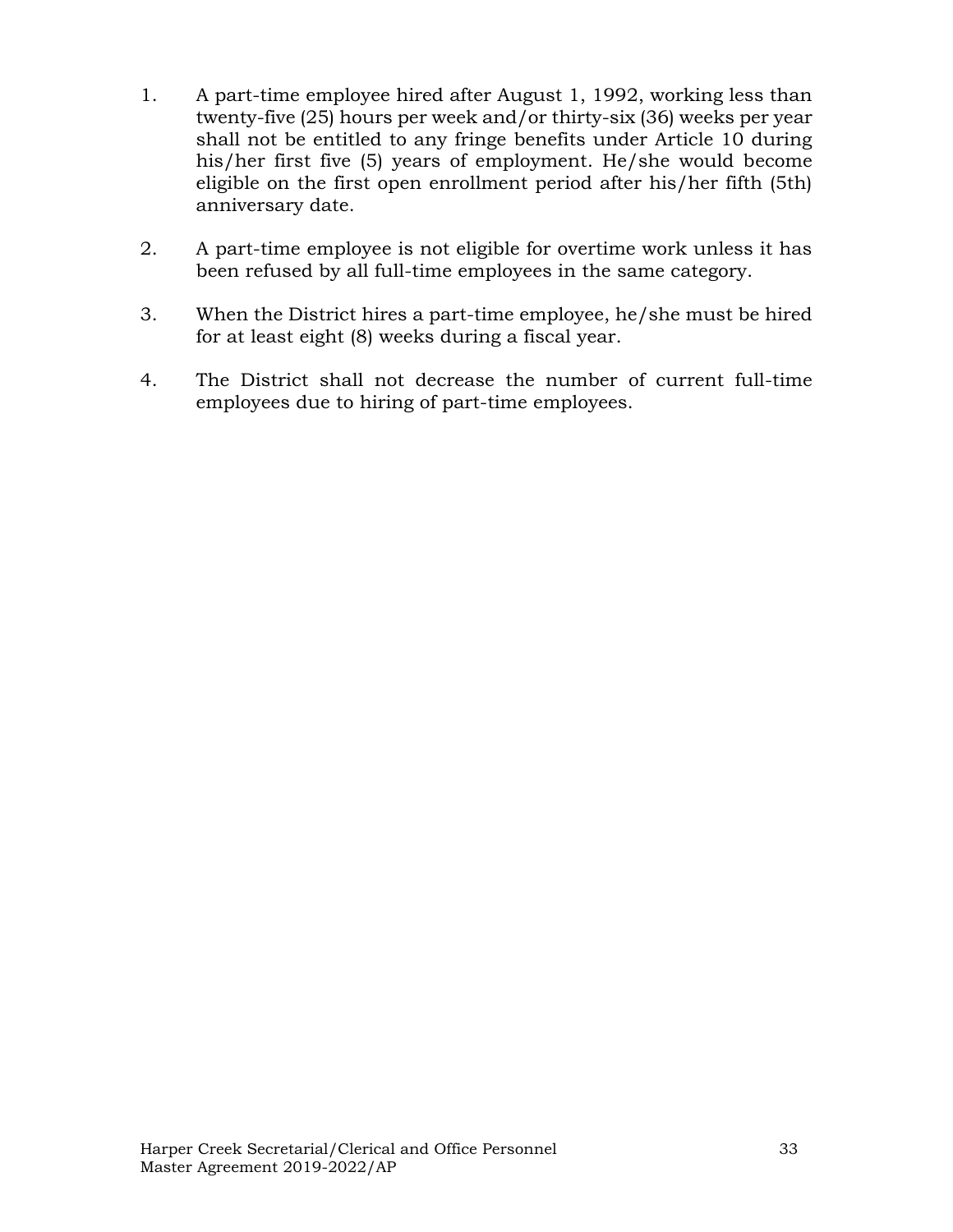1. A part-time employee hired after August 1, 1992, working less than twenty-five (25) hours per week and/or thirty-six (36) weeks per year shall not be entitled to any fringe benefits under Article 10 during his/her first five (5) years of employment. He/she would become eligible on the first open enrollment period after his/her fifth (5th) anniversary date.

2. A part-time employee is not eligible for overtime work unless it has been refused by all full-time employees in the same category.

3. When the District hires a part-time employee, he/she must be hired for at least eight (8) weeks during a fiscal year.

4. The District shall not decrease the number of current full-time employees due to hiring of part-time employees.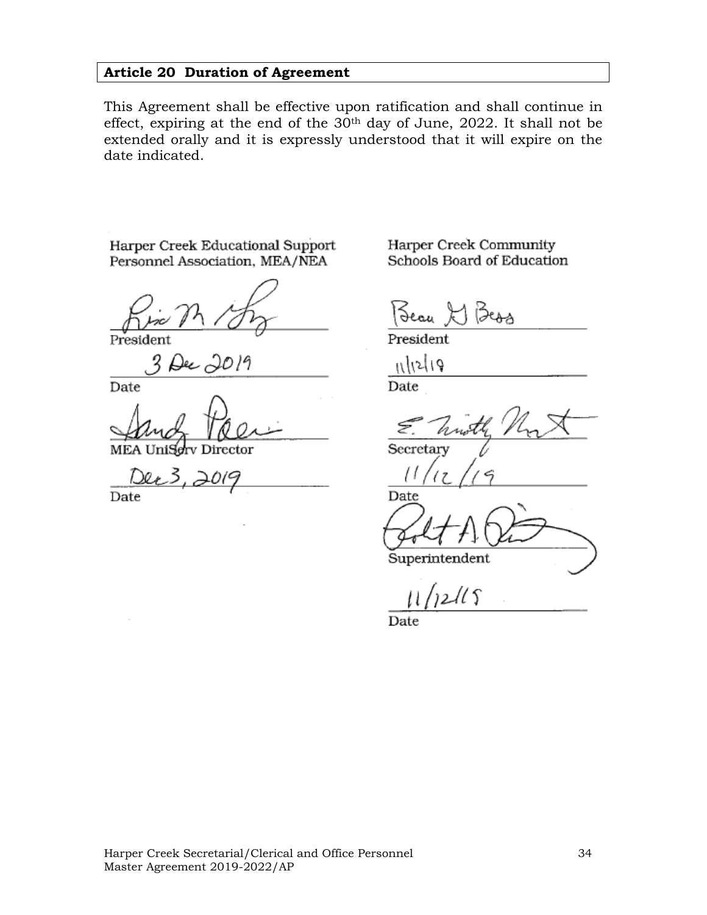## Article 20 Duration of Agreement

This Agreement shall be effective upon ratification and shall continue in effect, expiring at the end of the 30th day of June, 2022. It shall not be extended orally and it is expressly understood that it will expire on the date indicated.

| Harper Creek Educational Support Personnel Association, MEA/NEA | Harper Creek Community Schools Board of Education |
|---|---|
| *(signature)* | Beau G Bess |
| President | President |
| 3 Dec 2019 | 11/12/19 |
| Date | Date |
| *(signature)* | E. Timothy *(signature)* |
| MEA UniServ Director | Secretary |
| Dec 3, 2019 | 11/12/19 |
| Date | Date |
| | *(signature)* |
| | Superintendent |
| | 11/12/19 |
| | Date |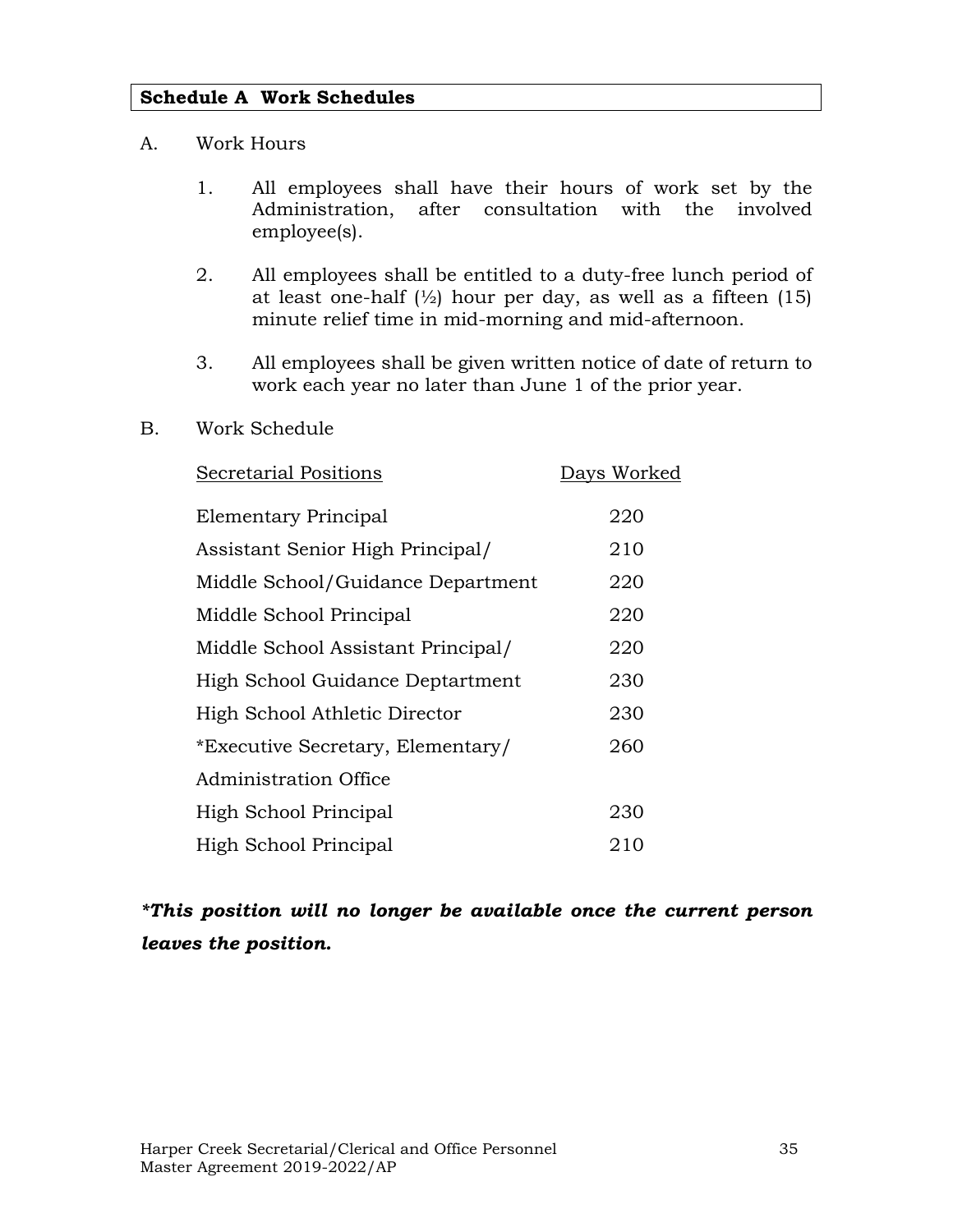## Schedule A Work Schedules

A. Work Hours

1. All employees shall have their hours of work set by the Administration, after consultation with the involved employee(s).

2. All employees shall be entitled to a duty-free lunch period of at least one-half (½) hour per day, as well as a fifteen (15) minute relief time in mid-morning and mid-afternoon.

3. All employees shall be given written notice of date of return to work each year no later than June 1 of the prior year.

B. Work Schedule

| Secretarial Positions | Days Worked |
|---|---|
| Elementary Principal | 220 |
| Assistant Senior High Principal/ | 210 |
| Middle School/Guidance Department | 220 |
| Middle School Principal | 220 |
| Middle School Assistant Principal/ | 220 |
| High School Guidance Deptartment | 230 |
| High School Athletic Director | 230 |
| *Executive Secretary, Elementary/ Administration Office | 260 |
| High School Principal | 230 |
| High School Principal | 210 |

***This position will no longer be available once the current person leaves the position.**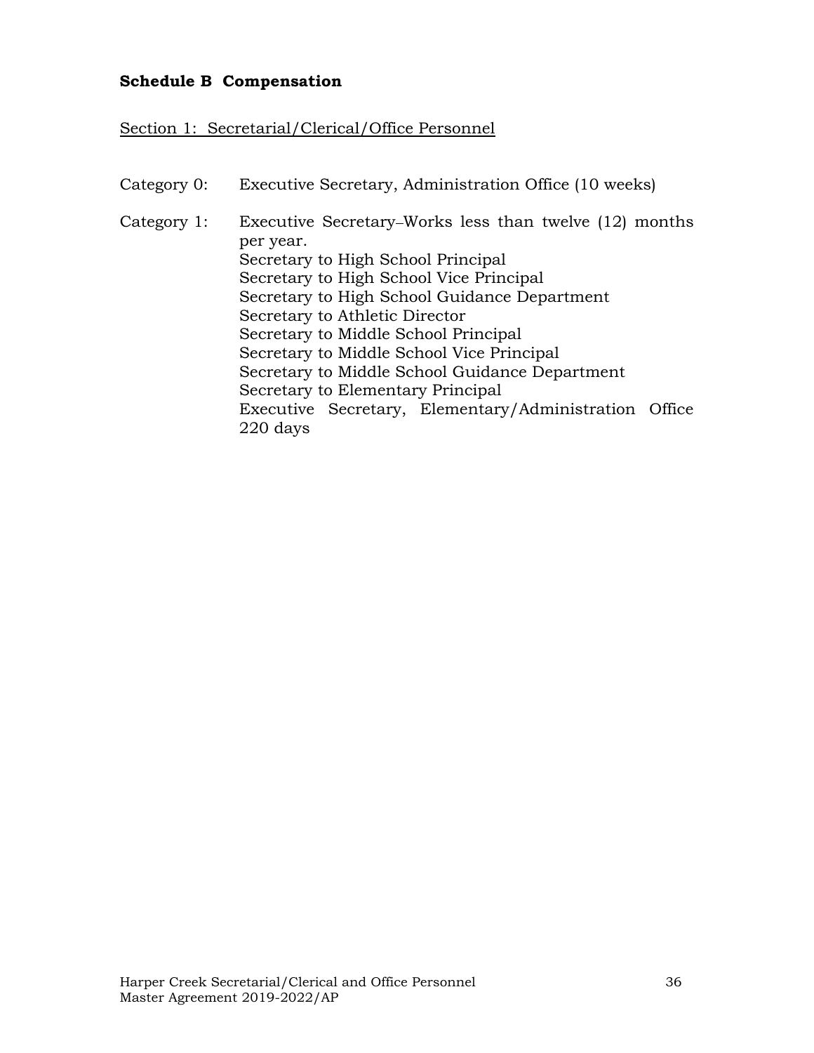## Schedule B Compensation

<u>Section 1: Secretarial/Clerical/Office Personnel</u>

Category 0: Executive Secretary, Administration Office (10 weeks)

Category 1: Executive Secretary–Works less than twelve (12) months per year.
Secretary to High School Principal
Secretary to High School Vice Principal
Secretary to High School Guidance Department
Secretary to Athletic Director
Secretary to Middle School Principal
Secretary to Middle School Vice Principal
Secretary to Middle School Guidance Department
Secretary to Elementary Principal
Executive Secretary, Elementary/Administration Office 220 days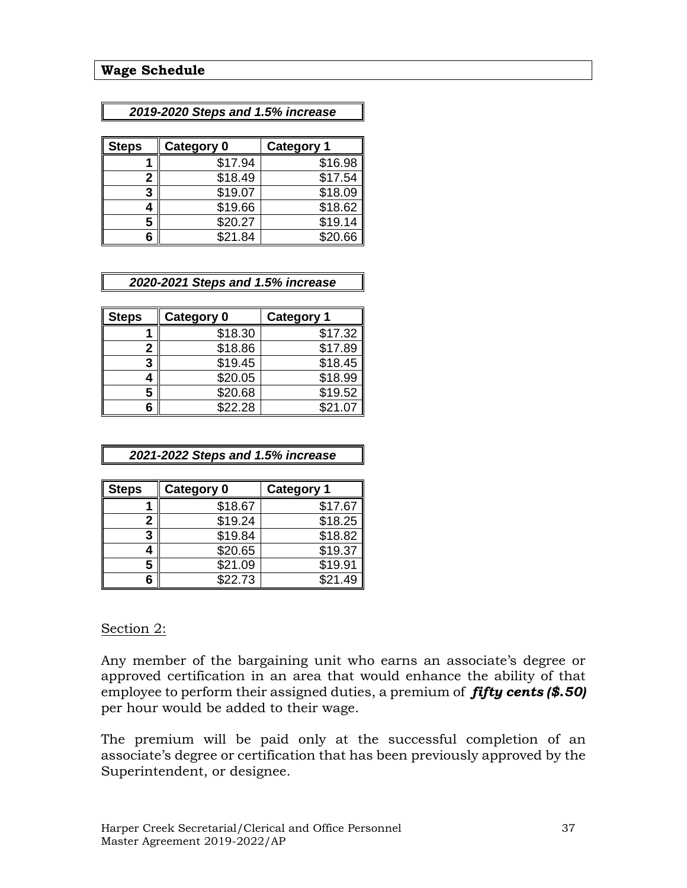## Wage Schedule

***2019-2020 Steps and 1.5% increase***

| Steps | Category 0 | Category 1 |
|---|---|---|
| 1 | $17.94 | $16.98 |
| 2 | $18.49 | $17.54 |
| 3 | $19.07 | $18.09 |
| 4 | $19.66 | $18.62 |
| 5 | $20.27 | $19.14 |
| 6 | $21.84 | $20.66 |

***2020-2021 Steps and 1.5% increase***

| Steps | Category 0 | Category 1 |
|---|---|---|
| 1 | $18.30 | $17.32 |
| 2 | $18.86 | $17.89 |
| 3 | $19.45 | $18.45 |
| 4 | $20.05 | $18.99 |
| 5 | $20.68 | $19.52 |
| 6 | $22.28 | $21.07 |

***2021-2022 Steps and 1.5% increase***

| Steps | Category 0 | Category 1 |
|---|---|---|
| 1 | $18.67 | $17.67 |
| 2 | $19.24 | $18.25 |
| 3 | $19.84 | $18.82 |
| 4 | $20.65 | $19.37 |
| 5 | $21.09 | $19.91 |
| 6 | $22.73 | $21.49 |

Section 2:

Any member of the bargaining unit who earns an associate's degree or approved certification in an area that would enhance the ability of that employee to perform their assigned duties, a premium of ***fifty cents ($.50)*** per hour would be added to their wage.

The premium will be paid only at the successful completion of an associate's degree or certification that has been previously approved by the Superintendent, or designee.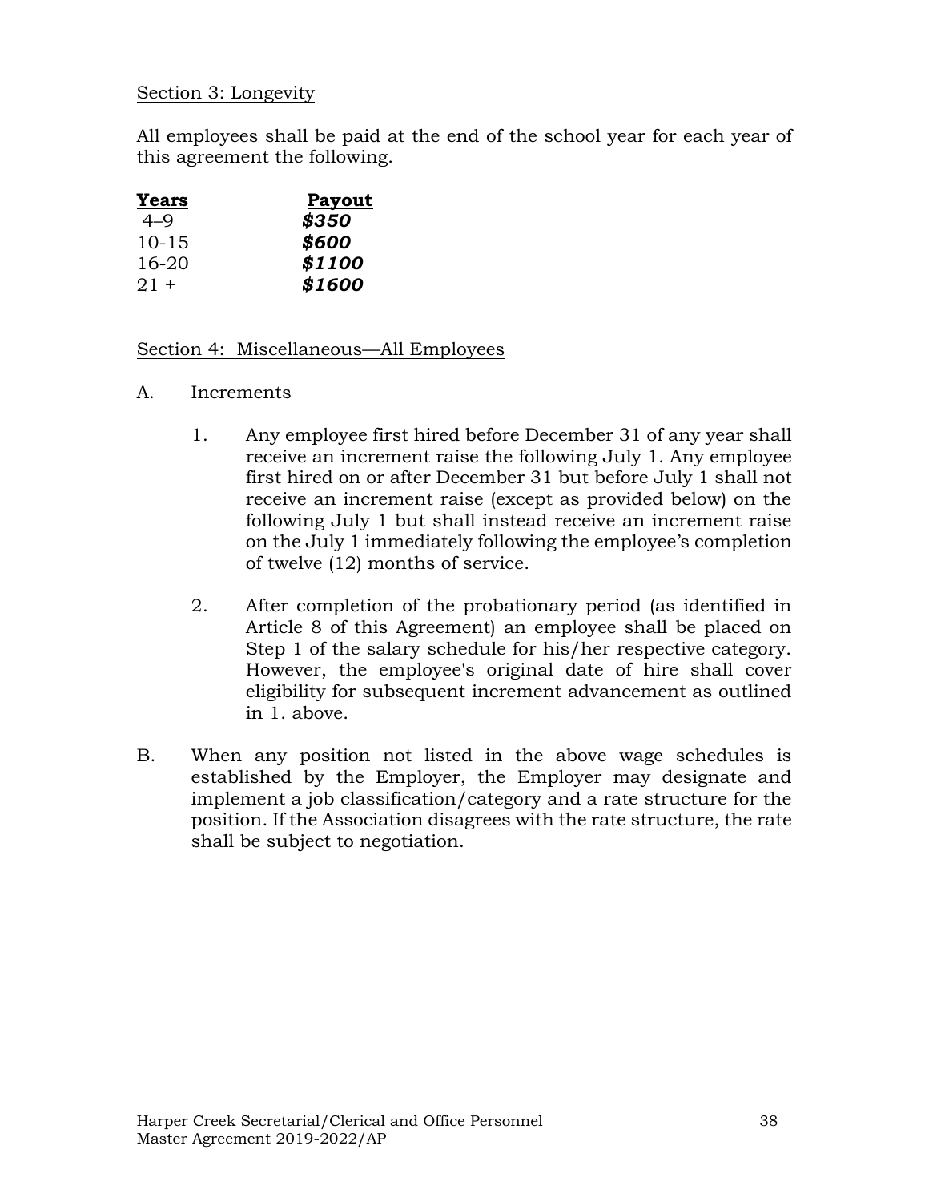Section 3: Longevity

All employees shall be paid at the end of the school year for each year of this agreement the following.

| **Years** | **Payout** |
|---|---|
| 4–9 | ***$350*** |
| 10-15 | ***$600*** |
| 16-20 | ***$1100*** |
| 21 + | ***$1600*** |

Section 4: Miscellaneous—All Employees

A. Increments

1. Any employee first hired before December 31 of any year shall receive an increment raise the following July 1. Any employee first hired on or after December 31 but before July 1 shall not receive an increment raise (except as provided below) on the following July 1 but shall instead receive an increment raise on the July 1 immediately following the employee's completion of twelve (12) months of service.

2. After completion of the probationary period (as identified in Article 8 of this Agreement) an employee shall be placed on Step 1 of the salary schedule for his/her respective category. However, the employee's original date of hire shall cover eligibility for subsequent increment advancement as outlined in 1. above.

B. When any position not listed in the above wage schedules is established by the Employer, the Employer may designate and implement a job classification/category and a rate structure for the position. If the Association disagrees with the rate structure, the rate shall be subject to negotiation.